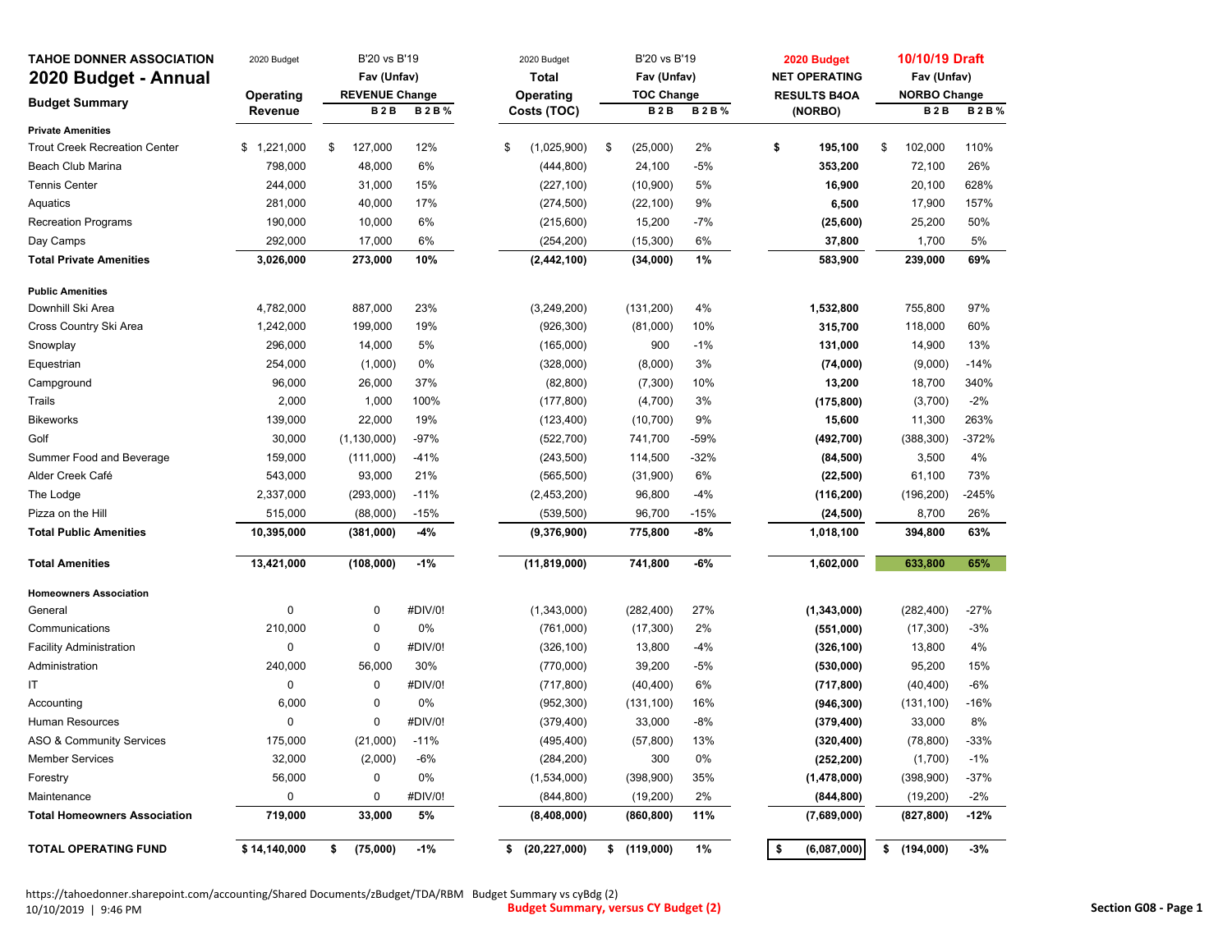# TAHOE DONNER ASSOCIATION

## 2020 Budget - Annual

| Budget Summary | 2020 Budget Operating Revenue | B'20 vs B'19 Fav (Unfav) REVENUE Change B 2 B | B 2 B % | 2020 Budget Total Operating Costs (TOC) | B'20 vs B'19 Fav (Unfav) TOC Change B 2 B | B 2 B % | 2020 Budget NET OPERATING RESULTS B4OA (NORBO) | 10/10/19 Draft Fav (Unfav) NORBO Change B 2 B | B 2 B % |
|---|---|---|---|---|---|---|---|---|---|
| **Private Amenities** | | | | | | | | | |
| Trout Creek Recreation Center | $ 1,221,000 | $ 127,000 | 12% | $ (1,025,900) | $ (25,000) | 2% | **$ 195,100** | $ 102,000 | 110% |
| Beach Club Marina | 798,000 | 48,000 | 6% | (444,800) | 24,100 | -5% | **353,200** | 72,100 | 26% |
| Tennis Center | 244,000 | 31,000 | 15% | (227,100) | (10,900) | 5% | **16,900** | 20,100 | 628% |
| Aquatics | 281,000 | 40,000 | 17% | (274,500) | (22,100) | 9% | **6,500** | 17,900 | 157% |
| Recreation Programs | 190,000 | 10,000 | 6% | (215,600) | 15,200 | -7% | **(25,600)** | 25,200 | 50% |
| Day Camps | 292,000 | 17,000 | 6% | (254,200) | (15,300) | 6% | **37,800** | 1,700 | 5% |
| **Total Private Amenities** | **3,026,000** | **273,000** | **10%** | **(2,442,100)** | **(34,000)** | **1%** | **583,900** | **239,000** | **69%** |
| **Public Amenities** | | | | | | | | | |
| Downhill Ski Area | 4,782,000 | 887,000 | 23% | (3,249,200) | (131,200) | 4% | **1,532,800** | 755,800 | 97% |
| Cross Country Ski Area | 1,242,000 | 199,000 | 19% | (926,300) | (81,000) | 10% | **315,700** | 118,000 | 60% |
| Snowplay | 296,000 | 14,000 | 5% | (165,000) | 900 | -1% | **131,000** | 14,900 | 13% |
| Equestrian | 254,000 | (1,000) | 0% | (328,000) | (8,000) | 3% | **(74,000)** | (9,000) | -14% |
| Campground | 96,000 | 26,000 | 37% | (82,800) | (7,300) | 10% | **13,200** | 18,700 | 340% |
| Trails | 2,000 | 1,000 | 100% | (177,800) | (4,700) | 3% | **(175,800)** | (3,700) | -2% |
| Bikeworks | 139,000 | 22,000 | 19% | (123,400) | (10,700) | 9% | **15,600** | 11,300 | 263% |
| Golf | 30,000 | (1,130,000) | -97% | (522,700) | 741,700 | -59% | **(492,700)** | (388,300) | -372% |
| Summer Food and Beverage | 159,000 | (111,000) | -41% | (243,500) | 114,500 | -32% | **(84,500)** | 3,500 | 4% |
| Alder Creek Café | 543,000 | 93,000 | 21% | (565,500) | (31,900) | 6% | **(22,500)** | 61,100 | 73% |
| The Lodge | 2,337,000 | (293,000) | -11% | (2,453,200) | 96,800 | -4% | **(116,200)** | (196,200) | -245% |
| Pizza on the Hill | 515,000 | (88,000) | -15% | (539,500) | 96,700 | -15% | **(24,500)** | 8,700 | 26% |
| **Total Public Amenities** | **10,395,000** | **(381,000)** | **-4%** | **(9,376,900)** | **775,800** | **-8%** | **1,018,100** | **394,800** | **63%** |
| **Total Amenities** | **13,421,000** | **(108,000)** | **-1%** | **(11,819,000)** | **741,800** | **-6%** | **1,602,000** | **633,800** | **65%** |
| **Homeowners Association** | | | | | | | | | |
| General | 0 | 0 | #DIV/0! | (1,343,000) | (282,400) | 27% | **(1,343,000)** | (282,400) | -27% |
| Communications | 210,000 | 0 | 0% | (761,000) | (17,300) | 2% | **(551,000)** | (17,300) | -3% |
| Facility Administration | 0 | 0 | #DIV/0! | (326,100) | 13,800 | -4% | **(326,100)** | 13,800 | 4% |
| Administration | 240,000 | 56,000 | 30% | (770,000) | 39,200 | -5% | **(530,000)** | 95,200 | 15% |
| IT | 0 | 0 | #DIV/0! | (717,800) | (40,400) | 6% | **(717,800)** | (40,400) | -6% |
| Accounting | 6,000 | 0 | 0% | (952,300) | (131,100) | 16% | **(946,300)** | (131,100) | -16% |
| Human Resources | 0 | 0 | #DIV/0! | (379,400) | 33,000 | -8% | **(379,400)** | 33,000 | 8% |
| ASO & Community Services | 175,000 | (21,000) | -11% | (495,400) | (57,800) | 13% | **(320,400)** | (78,800) | -33% |
| Member Services | 32,000 | (2,000) | -6% | (284,200) | 300 | 0% | **(252,200)** | (1,700) | -1% |
| Forestry | 56,000 | 0 | 0% | (1,534,000) | (398,900) | 35% | **(1,478,000)** | (398,900) | -37% |
| Maintenance | 0 | 0 | #DIV/0! | (844,800) | (19,200) | 2% | **(844,800)** | (19,200) | -2% |
| **Total Homeowners Association** | **719,000** | **33,000** | **5%** | **(8,408,000)** | **(860,800)** | **11%** | **(7,689,000)** | **(827,800)** | **-12%** |
| **TOTAL OPERATING FUND** | **$ 14,140,000** | **$ (75,000)** | **-1%** | **$ (20,227,000)** | **$ (119,000)** | **1%** | **$ (6,087,000)** | **$ (194,000)** | **-3%** |

https://tahoedonner.sharepoint.com/accounting/Shared Documents/zBudget/TDA/RBM Budget Summary vs cyBdg (2)
10/10/2019 | 9:46 PM

**Budget Summary, versus CY Budget (2)**

**Section G08 - Page 1**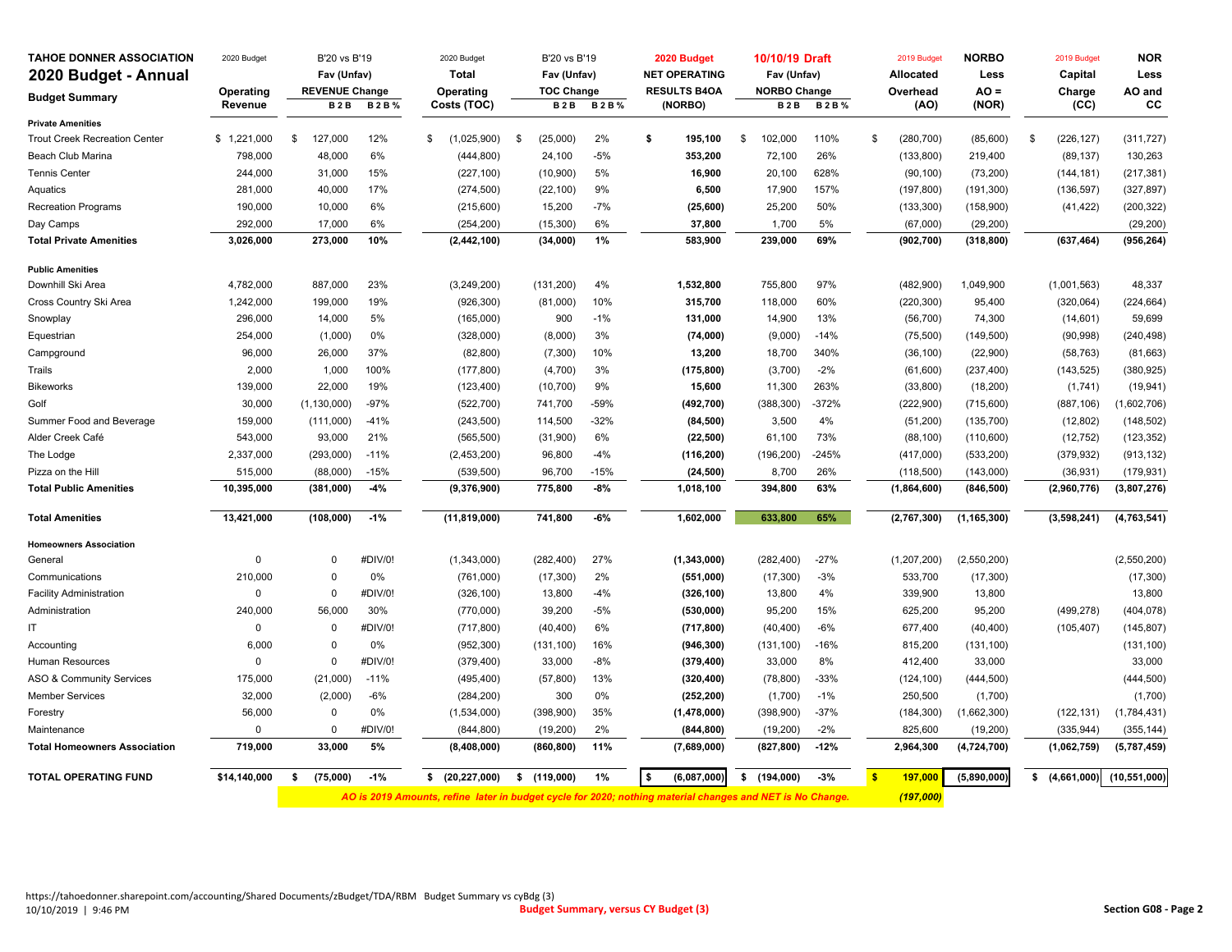# TAHOE DONNER ASSOCIATION
## 2020 Budget - Annual

| Budget Summary | 2020 Budget Operating Revenue | B'20 vs B'19 Fav (Unfav) REVENUE Change B2B | B2B% | 2020 Budget Total Operating Costs (TOC) | B'20 vs B'19 Fav (Unfav) TOC Change B2B | B2B% | 2020 Budget NET OPERATING RESULTS B4OA (NORBO) | 10/10/19 Draft Fav (Unfav) NORBO Change B2B | B2B% | 2019 Budget Allocated Overhead (AO) | NORBO Less AO = (NOR) | 2019 Budget Capital Charge (CC) | NOR Less AO and CC |
|---|---|---|---|---|---|---|---|---|---|---|---|---|---|
| **Private Amenities** | | | | | | | | | | | | | |
| Trout Creek Recreation Center | $ 1,221,000 | $ 127,000 | 12% | $ (1,025,900) | $ (25,000) | 2% | **$ 195,100** | $ 102,000 | 110% | $ (280,700) | (85,600) | $ (226,127) | (311,727) |
| Beach Club Marina | 798,000 | 48,000 | 6% | (444,800) | 24,100 | -5% | **353,200** | 72,100 | 26% | (133,800) | 219,400 | (89,137) | 130,263 |
| Tennis Center | 244,000 | 31,000 | 15% | (227,100) | (10,900) | 5% | **16,900** | 20,100 | 628% | (90,100) | (73,200) | (144,181) | (217,381) |
| Aquatics | 281,000 | 40,000 | 17% | (274,500) | (22,100) | 9% | **6,500** | 17,900 | 157% | (197,800) | (191,300) | (136,597) | (327,897) |
| Recreation Programs | 190,000 | 10,000 | 6% | (215,600) | 15,200 | -7% | **(25,600)** | 25,200 | 50% | (133,300) | (158,900) | (41,422) | (200,322) |
| Day Camps | 292,000 | 17,000 | 6% | (254,200) | (15,300) | 6% | **37,800** | 1,700 | 5% | (67,000) | (29,200) | | (29,200) |
| **Total Private Amenities** | **3,026,000** | **273,000** | **10%** | **(2,442,100)** | **(34,000)** | **1%** | **583,900** | **239,000** | **69%** | **(902,700)** | **(318,800)** | **(637,464)** | **(956,264)** |
| **Public Amenities** | | | | | | | | | | | | | |
| Downhill Ski Area | 4,782,000 | 887,000 | 23% | (3,249,200) | (131,200) | 4% | **1,532,800** | 755,800 | 97% | (482,900) | 1,049,900 | (1,001,563) | 48,337 |
| Cross Country Ski Area | 1,242,000 | 199,000 | 19% | (926,300) | (81,000) | 10% | **315,700** | 118,000 | 60% | (220,300) | 95,400 | (320,064) | (224,664) |
| Snowplay | 296,000 | 14,000 | 5% | (165,000) | 900 | -1% | **131,000** | 14,900 | 13% | (56,700) | 74,300 | (14,601) | 59,699 |
| Equestrian | 254,000 | (1,000) | 0% | (328,000) | (8,000) | 3% | **(74,000)** | (9,000) | -14% | (75,500) | (149,500) | (90,998) | (240,498) |
| Campground | 96,000 | 26,000 | 37% | (82,800) | (7,300) | 10% | **13,200** | 18,700 | 340% | (36,100) | (22,900) | (58,763) | (81,663) |
| Trails | 2,000 | 1,000 | 100% | (177,800) | (4,700) | 3% | **(175,800)** | (3,700) | -2% | (61,600) | (237,400) | (143,525) | (380,925) |
| Bikeworks | 139,000 | 22,000 | 19% | (123,400) | (10,700) | 9% | **15,600** | 11,300 | 263% | (33,800) | (18,200) | (1,741) | (19,941) |
| Golf | 30,000 | (1,130,000) | -97% | (522,700) | 741,700 | -59% | **(492,700)** | (388,300) | -372% | (222,900) | (715,600) | (887,106) | (1,602,706) |
| Summer Food and Beverage | 159,000 | (111,000) | -41% | (243,500) | 114,500 | -32% | **(84,500)** | 3,500 | 4% | (51,200) | (135,700) | (12,802) | (148,502) |
| Alder Creek Café | 543,000 | 93,000 | 21% | (565,500) | (31,900) | 6% | **(22,500)** | 61,100 | 73% | (88,100) | (110,600) | (12,752) | (123,352) |
| The Lodge | 2,337,000 | (293,000) | -11% | (2,453,200) | 96,800 | -4% | **(116,200)** | (196,200) | -245% | (417,000) | (533,200) | (379,932) | (913,132) |
| Pizza on the Hill | 515,000 | (88,000) | -15% | (539,500) | 96,700 | -15% | **(24,500)** | 8,700 | 26% | (118,500) | (143,000) | (36,931) | (179,931) |
| **Total Public Amenities** | **10,395,000** | **(381,000)** | **-4%** | **(9,376,900)** | **775,800** | **-8%** | **1,018,100** | **394,800** | **63%** | **(1,864,600)** | **(846,500)** | **(2,960,776)** | **(3,807,276)** |
| **Total Amenities** | **13,421,000** | **(108,000)** | **-1%** | **(11,819,000)** | **741,800** | **-6%** | **1,602,000** | **633,800** | **65%** | **(2,767,300)** | **(1,165,300)** | **(3,598,241)** | **(4,763,541)** |
| **Homeowners Association** | | | | | | | | | | | | | |
| General | 0 | 0 | #DIV/0! | (1,343,000) | (282,400) | 27% | **(1,343,000)** | (282,400) | -27% | (1,207,200) | (2,550,200) | | (2,550,200) |
| Communications | 210,000 | 0 | 0% | (761,000) | (17,300) | 2% | **(551,000)** | (17,300) | -3% | 533,700 | (17,300) | | (17,300) |
| Facility Administration | 0 | 0 | #DIV/0! | (326,100) | 13,800 | -4% | **(326,100)** | 13,800 | 4% | 339,900 | 13,800 | | 13,800 |
| Administration | 240,000 | 56,000 | 30% | (770,000) | 39,200 | -5% | **(530,000)** | 95,200 | 15% | 625,200 | 95,200 | (499,278) | (404,078) |
| IT | 0 | 0 | #DIV/0! | (717,800) | (40,400) | 6% | **(717,800)** | (40,400) | -6% | 677,400 | (40,400) | (105,407) | (145,807) |
| Accounting | 6,000 | 0 | 0% | (952,300) | (131,100) | 16% | **(946,300)** | (131,100) | -16% | 815,200 | (131,100) | | (131,100) |
| Human Resources | 0 | 0 | #DIV/0! | (379,400) | 33,000 | -8% | **(379,400)** | 33,000 | 8% | 412,400 | 33,000 | | 33,000 |
| ASO & Community Services | 175,000 | (21,000) | -11% | (495,400) | (57,800) | 13% | **(320,400)** | (78,800) | -33% | (124,100) | (444,500) | | (444,500) |
| Member Services | 32,000 | (2,000) | -6% | (284,200) | 300 | 0% | **(252,200)** | (1,700) | -1% | 250,500 | (1,700) | | (1,700) |
| Forestry | 56,000 | 0 | 0% | (1,534,000) | (398,900) | 35% | **(1,478,000)** | (398,900) | -37% | (184,300) | (1,662,300) | (122,131) | (1,784,431) |
| Maintenance | 0 | 0 | #DIV/0! | (844,800) | (19,200) | 2% | **(844,800)** | (19,200) | -2% | 825,600 | (19,200) | (335,944) | (355,144) |
| **Total Homeowners Association** | **719,000** | **33,000** | **5%** | **(8,408,000)** | **(860,800)** | **11%** | **(7,689,000)** | **(827,800)** | **-12%** | **2,964,300** | **(4,724,700)** | **(1,062,759)** | **(5,787,459)** |
| **TOTAL OPERATING FUND** | **$14,140,000** | **$ (75,000)** | **-1%** | **$ (20,227,000)** | **$ (119,000)** | **1%** | **$ (6,087,000)** | **$ (194,000)** | **-3%** | **$ 197,000** | **(5,890,000)** | **$ (4,661,000)** | **(10,551,000)** |
| | | | | | | | | | | ***(197,000)*** | | | |

***AO is 2019 Amounts, refine later in budget cycle for 2020; nothing material changes and NET is No Change.***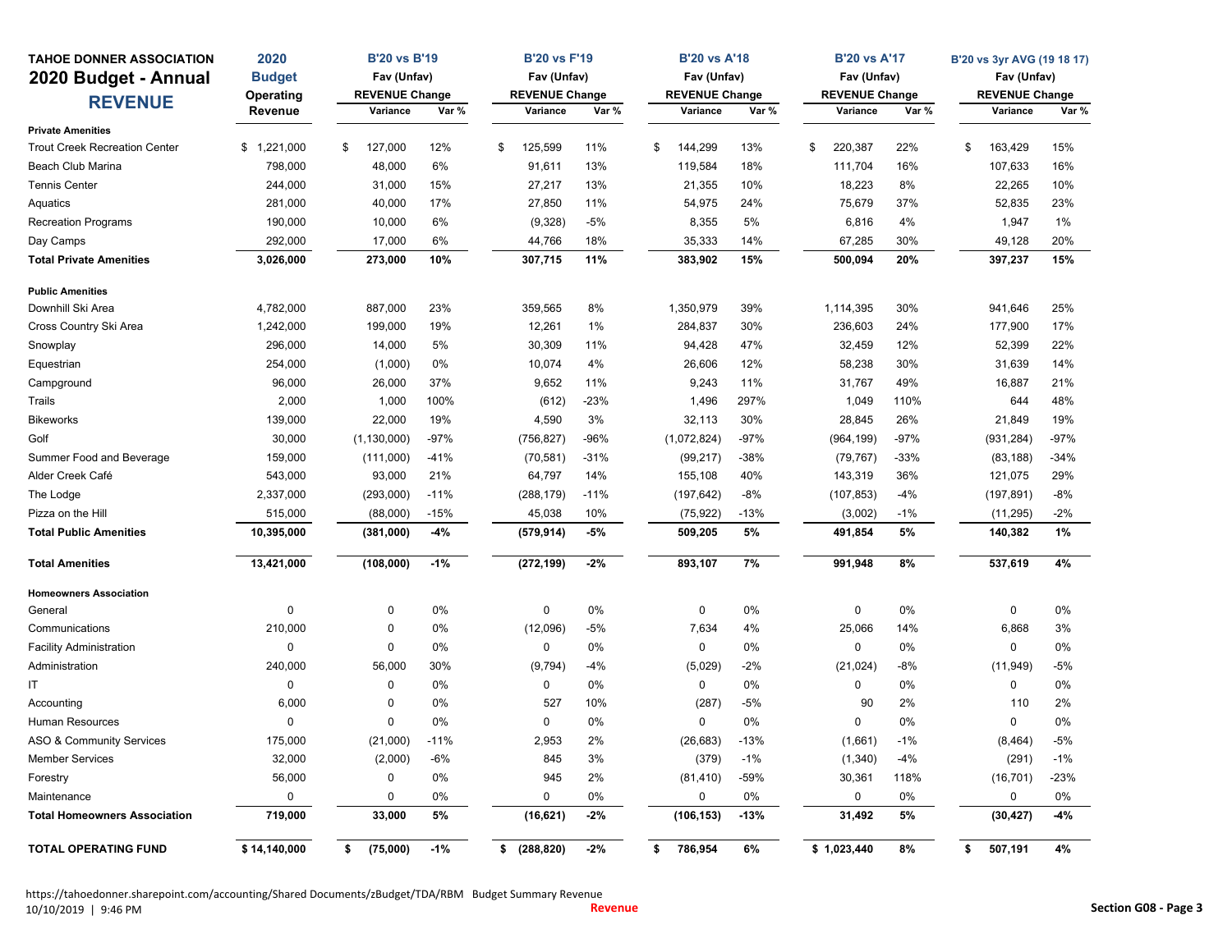# TAHOE DONNER ASSOCIATION

## 2020 Budget - Annual

## REVENUE

| | 2020 Budget Operating Revenue | B'20 vs B'19 Fav (Unfav) REVENUE Change | | B'20 vs F'19 Fav (Unfav) REVENUE Change | | B'20 vs A'18 Fav (Unfav) REVENUE Change | | B'20 vs A'17 Fav (Unfav) REVENUE Change | | B'20 vs 3yr AVG (19 18 17) Fav (Unfav) REVENUE Change | |
|---|---|---|---|---|---|---|---|---|---|---|---|
| | | Variance | Var % | Variance | Var % | Variance | Var % | Variance | Var % | Variance | Var % |
| **Private Amenities** | | | | | | | | | | | |
| Trout Creek Recreation Center | $ 1,221,000 | $ 127,000 | 12% | $ 125,599 | 11% | $ 144,299 | 13% | $ 220,387 | 22% | $ 163,429 | 15% |
| Beach Club Marina | 798,000 | 48,000 | 6% | 91,611 | 13% | 119,584 | 18% | 111,704 | 16% | 107,633 | 16% |
| Tennis Center | 244,000 | 31,000 | 15% | 27,217 | 13% | 21,355 | 10% | 18,223 | 8% | 22,265 | 10% |
| Aquatics | 281,000 | 40,000 | 17% | 27,850 | 11% | 54,975 | 24% | 75,679 | 37% | 52,835 | 23% |
| Recreation Programs | 190,000 | 10,000 | 6% | (9,328) | -5% | 8,355 | 5% | 6,816 | 4% | 1,947 | 1% |
| Day Camps | 292,000 | 17,000 | 6% | 44,766 | 18% | 35,333 | 14% | 67,285 | 30% | 49,128 | 20% |
| **Total Private Amenities** | **3,026,000** | **273,000** | **10%** | **307,715** | **11%** | **383,902** | **15%** | **500,094** | **20%** | **397,237** | **15%** |
| **Public Amenities** | | | | | | | | | | | |
| Downhill Ski Area | 4,782,000 | 887,000 | 23% | 359,565 | 8% | 1,350,979 | 39% | 1,114,395 | 30% | 941,646 | 25% |
| Cross Country Ski Area | 1,242,000 | 199,000 | 19% | 12,261 | 1% | 284,837 | 30% | 236,603 | 24% | 177,900 | 17% |
| Snowplay | 296,000 | 14,000 | 5% | 30,309 | 11% | 94,428 | 47% | 32,459 | 12% | 52,399 | 22% |
| Equestrian | 254,000 | (1,000) | 0% | 10,074 | 4% | 26,606 | 12% | 58,238 | 30% | 31,639 | 14% |
| Campground | 96,000 | 26,000 | 37% | 9,652 | 11% | 9,243 | 11% | 31,767 | 49% | 16,887 | 21% |
| Trails | 2,000 | 1,000 | 100% | (612) | -23% | 1,496 | 297% | 1,049 | 110% | 644 | 48% |
| Bikeworks | 139,000 | 22,000 | 19% | 4,590 | 3% | 32,113 | 30% | 28,845 | 26% | 21,849 | 19% |
| Golf | 30,000 | (1,130,000) | -97% | (756,827) | -96% | (1,072,824) | -97% | (964,199) | -97% | (931,284) | -97% |
| Summer Food and Beverage | 159,000 | (111,000) | -41% | (70,581) | -31% | (99,217) | -38% | (79,767) | -33% | (83,188) | -34% |
| Alder Creek Café | 543,000 | 93,000 | 21% | 64,797 | 14% | 155,108 | 40% | 143,319 | 36% | 121,075 | 29% |
| The Lodge | 2,337,000 | (293,000) | -11% | (288,179) | -11% | (197,642) | -8% | (107,853) | -4% | (197,891) | -8% |
| Pizza on the Hill | 515,000 | (88,000) | -15% | 45,038 | 10% | (75,922) | -13% | (3,002) | -1% | (11,295) | -2% |
| **Total Public Amenities** | **10,395,000** | **(381,000)** | **-4%** | **(579,914)** | **-5%** | **509,205** | **5%** | **491,854** | **5%** | **140,382** | **1%** |
| **Total Amenities** | **13,421,000** | **(108,000)** | **-1%** | **(272,199)** | **-2%** | **893,107** | **7%** | **991,948** | **8%** | **537,619** | **4%** |
| **Homeowners Association** | | | | | | | | | | | |
| General | 0 | 0 | 0% | 0 | 0% | 0 | 0% | 0 | 0% | 0 | 0% |
| Communications | 210,000 | 0 | 0% | (12,096) | -5% | 7,634 | 4% | 25,066 | 14% | 6,868 | 3% |
| Facility Administration | 0 | 0 | 0% | 0 | 0% | 0 | 0% | 0 | 0% | 0 | 0% |
| Administration | 240,000 | 56,000 | 30% | (9,794) | -4% | (5,029) | -2% | (21,024) | -8% | (11,949) | -5% |
| IT | 0 | 0 | 0% | 0 | 0% | 0 | 0% | 0 | 0% | 0 | 0% |
| Accounting | 6,000 | 0 | 0% | 527 | 10% | (287) | -5% | 90 | 2% | 110 | 2% |
| Human Resources | 0 | 0 | 0% | 0 | 0% | 0 | 0% | 0 | 0% | 0 | 0% |
| ASO & Community Services | 175,000 | (21,000) | -11% | 2,953 | 2% | (26,683) | -13% | (1,661) | -1% | (8,464) | -5% |
| Member Services | 32,000 | (2,000) | -6% | 845 | 3% | (379) | -1% | (1,340) | -4% | (291) | -1% |
| Forestry | 56,000 | 0 | 0% | 945 | 2% | (81,410) | -59% | 30,361 | 118% | (16,701) | -23% |
| Maintenance | 0 | 0 | 0% | 0 | 0% | 0 | 0% | 0 | 0% | 0 | 0% |
| **Total Homeowners Association** | **719,000** | **33,000** | **5%** | **(16,621)** | **-2%** | **(106,153)** | **-13%** | **31,492** | **5%** | **(30,427)** | **-4%** |
| **TOTAL OPERATING FUND** | **$ 14,140,000** | **$ (75,000)** | **-1%** | **$ (288,820)** | **-2%** | **$ 786,954** | **6%** | **$ 1,023,440** | **8%** | **$ 507,191** | **4%** |

https://tahoedonner.sharepoint.com/accounting/Shared Documents/zBudget/TDA/RBM Budget Summary Revenue
10/10/2019 | 9:46 PM
Revenue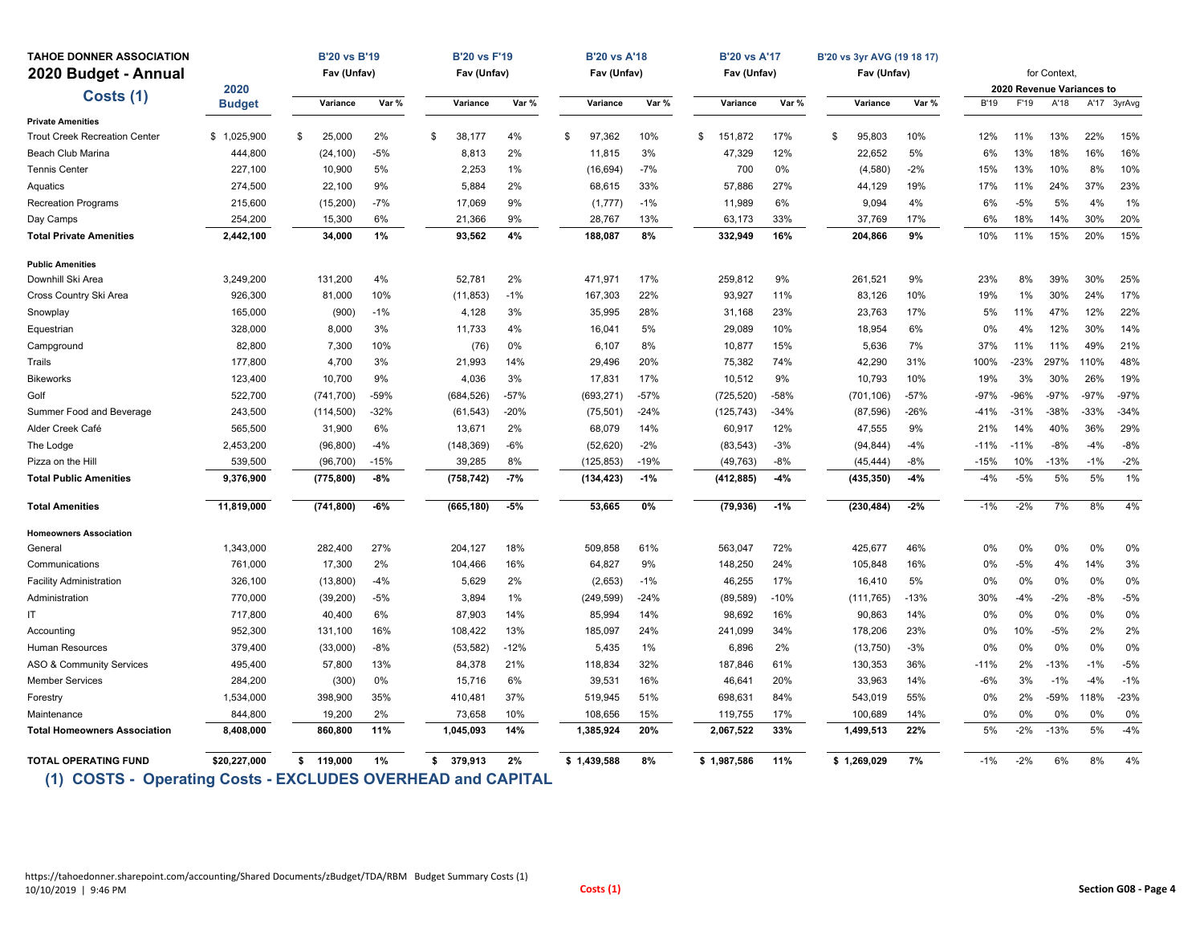**TAHOE DONNER ASSOCIATION**

# 2020 Budget - Annual

## Costs (1)

| | 2020 Budget | B'20 vs B'19 Fav (Unfav) Variance | Var % | B'20 vs F'19 Fav (Unfav) Variance | Var % | B'20 vs A'18 Fav (Unfav) Variance | Var % | B'20 vs A'17 Fav (Unfav) Variance | Var % | B'20 vs 3yr AVG (19 18 17) Fav (Unfav) Variance | Var % | for Context, 2020 Revenue Variances to B'19 | F'19 | A'18 | A'17 | 3yrAvg |
|---|---|---|---|---|---|---|---|---|---|---|---|---|---|---|---|---|
| **Private Amenities** | | | | | | | | | | | | | | | | |
| Trout Creek Recreation Center | $ 1,025,900 | $ 25,000 | 2% | $ 38,177 | 4% | $ 97,362 | 10% | $ 151,872 | 17% | $ 95,803 | 10% | 12% | 11% | 13% | 22% | 15% |
| Beach Club Marina | 444,800 | (24,100) | -5% | 8,813 | 2% | 11,815 | 3% | 47,329 | 12% | 22,652 | 5% | 6% | 13% | 18% | 16% | 16% |
| Tennis Center | 227,100 | 10,900 | 5% | 2,253 | 1% | (16,694) | -7% | 700 | 0% | (4,580) | -2% | 15% | 13% | 10% | 8% | 10% |
| Aquatics | 274,500 | 22,100 | 9% | 5,884 | 2% | 68,615 | 33% | 57,886 | 27% | 44,129 | 19% | 17% | 11% | 24% | 37% | 23% |
| Recreation Programs | 215,600 | (15,200) | -7% | 17,069 | 9% | (1,777) | -1% | 11,989 | 6% | 9,094 | 4% | 6% | -5% | 5% | 4% | 1% |
| Day Camps | 254,200 | 15,300 | 6% | 21,366 | 9% | 28,767 | 13% | 63,173 | 33% | 37,769 | 17% | 6% | 18% | 14% | 30% | 20% |
| **Total Private Amenities** | **2,442,100** | **34,000** | **1%** | **93,562** | **4%** | **188,087** | **8%** | **332,949** | **16%** | **204,866** | **9%** | 10% | 11% | 15% | 20% | 15% |
| **Public Amenities** | | | | | | | | | | | | | | | | |
| Downhill Ski Area | 3,249,200 | 131,200 | 4% | 52,781 | 2% | 471,971 | 17% | 259,812 | 9% | 261,521 | 9% | 23% | 8% | 39% | 30% | 25% |
| Cross Country Ski Area | 926,300 | 81,000 | 10% | (11,853) | -1% | 167,303 | 22% | 93,927 | 11% | 83,126 | 10% | 19% | 1% | 30% | 24% | 17% |
| Snowplay | 165,000 | (900) | -1% | 4,128 | 3% | 35,995 | 28% | 31,168 | 23% | 23,763 | 17% | 5% | 11% | 47% | 12% | 22% |
| Equestrian | 328,000 | 8,000 | 3% | 11,733 | 4% | 16,041 | 5% | 29,089 | 10% | 18,954 | 6% | 0% | 4% | 12% | 30% | 14% |
| Campground | 82,800 | 7,300 | 10% | (76) | 0% | 6,107 | 8% | 10,877 | 15% | 5,636 | 7% | 37% | 11% | 11% | 49% | 21% |
| Trails | 177,800 | 4,700 | 3% | 21,993 | 14% | 29,496 | 20% | 75,382 | 74% | 42,290 | 31% | 100% | -23% | 297% | 110% | 48% |
| Bikeworks | 123,400 | 10,700 | 9% | 4,036 | 3% | 17,831 | 17% | 10,512 | 9% | 10,793 | 10% | 19% | 3% | 30% | 26% | 19% |
| Golf | 522,700 | (741,700) | -59% | (684,526) | -57% | (693,271) | -57% | (725,520) | -58% | (701,106) | -57% | -97% | -96% | -97% | -97% | -97% |
| Summer Food and Beverage | 243,500 | (114,500) | -32% | (61,543) | -20% | (75,501) | -24% | (125,743) | -34% | (87,596) | -26% | -41% | -31% | -38% | -33% | -34% |
| Alder Creek Café | 565,500 | 31,900 | 6% | 13,671 | 2% | 68,079 | 14% | 60,917 | 12% | 47,555 | 9% | 21% | 14% | 40% | 36% | 29% |
| The Lodge | 2,453,200 | (96,800) | -4% | (148,369) | -6% | (52,620) | -2% | (83,543) | -3% | (94,844) | -4% | -11% | -11% | -8% | -4% | -8% |
| Pizza on the Hill | 539,500 | (96,700) | -15% | 39,285 | 8% | (125,853) | -19% | (49,763) | -8% | (45,444) | -8% | -15% | 10% | -13% | -1% | -2% |
| **Total Public Amenities** | **9,376,900** | **(775,800)** | **-8%** | **(758,742)** | **-7%** | **(134,423)** | **-1%** | **(412,885)** | **-4%** | **(435,350)** | **-4%** | -4% | -5% | 5% | 5% | 1% |
| **Total Amenities** | **11,819,000** | **(741,800)** | **-6%** | **(665,180)** | **-5%** | **53,665** | **0%** | **(79,936)** | **-1%** | **(230,484)** | **-2%** | -1% | -2% | 7% | 8% | 4% |
| **Homeowners Association** | | | | | | | | | | | | | | | | |
| General | 1,343,000 | 282,400 | 27% | 204,127 | 18% | 509,858 | 61% | 563,047 | 72% | 425,677 | 46% | 0% | 0% | 0% | 0% | 0% |
| Communications | 761,000 | 17,300 | 2% | 104,466 | 16% | 64,827 | 9% | 148,250 | 24% | 105,848 | 16% | 0% | -5% | 4% | 14% | 3% |
| Facility Administration | 326,100 | (13,800) | -4% | 5,629 | 2% | (2,653) | -1% | 46,255 | 17% | 16,410 | 5% | 0% | 0% | 0% | 0% | 0% |
| Administration | 770,000 | (39,200) | -5% | 3,894 | 1% | (249,599) | -24% | (89,589) | -10% | (111,765) | -13% | 30% | -4% | -2% | -8% | -5% |
| IT | 717,800 | 40,400 | 6% | 87,903 | 14% | 85,994 | 14% | 98,692 | 16% | 90,863 | 14% | 0% | 0% | 0% | 0% | 0% |
| Accounting | 952,300 | 131,100 | 16% | 108,422 | 13% | 185,097 | 24% | 241,099 | 34% | 178,206 | 23% | 0% | 10% | -5% | 2% | 2% |
| Human Resources | 379,400 | (33,000) | -8% | (53,582) | -12% | 5,435 | 1% | 6,896 | 2% | (13,750) | -3% | 0% | 0% | 0% | 0% | 0% |
| ASO & Community Services | 495,400 | 57,800 | 13% | 84,378 | 21% | 118,834 | 32% | 187,846 | 61% | 130,353 | 36% | -11% | 2% | -13% | -1% | -5% |
| Member Services | 284,200 | (300) | 0% | 15,716 | 6% | 39,531 | 16% | 46,641 | 20% | 33,963 | 14% | -6% | 3% | -1% | -4% | -1% |
| Forestry | 1,534,000 | 398,900 | 35% | 410,481 | 37% | 519,945 | 51% | 698,631 | 84% | 543,019 | 55% | 0% | 2% | -59% | 118% | -23% |
| Maintenance | 844,800 | 19,200 | 2% | 73,658 | 10% | 108,656 | 15% | 119,755 | 17% | 100,689 | 14% | 0% | 0% | 0% | 0% | 0% |
| **Total Homeowners Association** | **8,408,000** | **860,800** | **11%** | **1,045,093** | **14%** | **1,385,924** | **20%** | **2,067,522** | **33%** | **1,499,513** | **22%** | 5% | -2% | -13% | 5% | -4% |
| **TOTAL OPERATING FUND** | **$20,227,000** | **$ 119,000** | **1%** | **$ 379,913** | **2%** | **$ 1,439,588** | **8%** | **$ 1,987,586** | **11%** | **$ 1,269,029** | **7%** | -1% | -2% | 6% | 8% | 4% |

**(1) COSTS - Operating Costs - EXCLUDES OVERHEAD and CAPITAL**

https://tahoedonner.sharepoint.com/accounting/Shared Documents/zBudget/TDA/RBM Budget Summary Costs (1)
10/10/2019 | 9:46 PM

Costs (1)

Section G08 - Page 4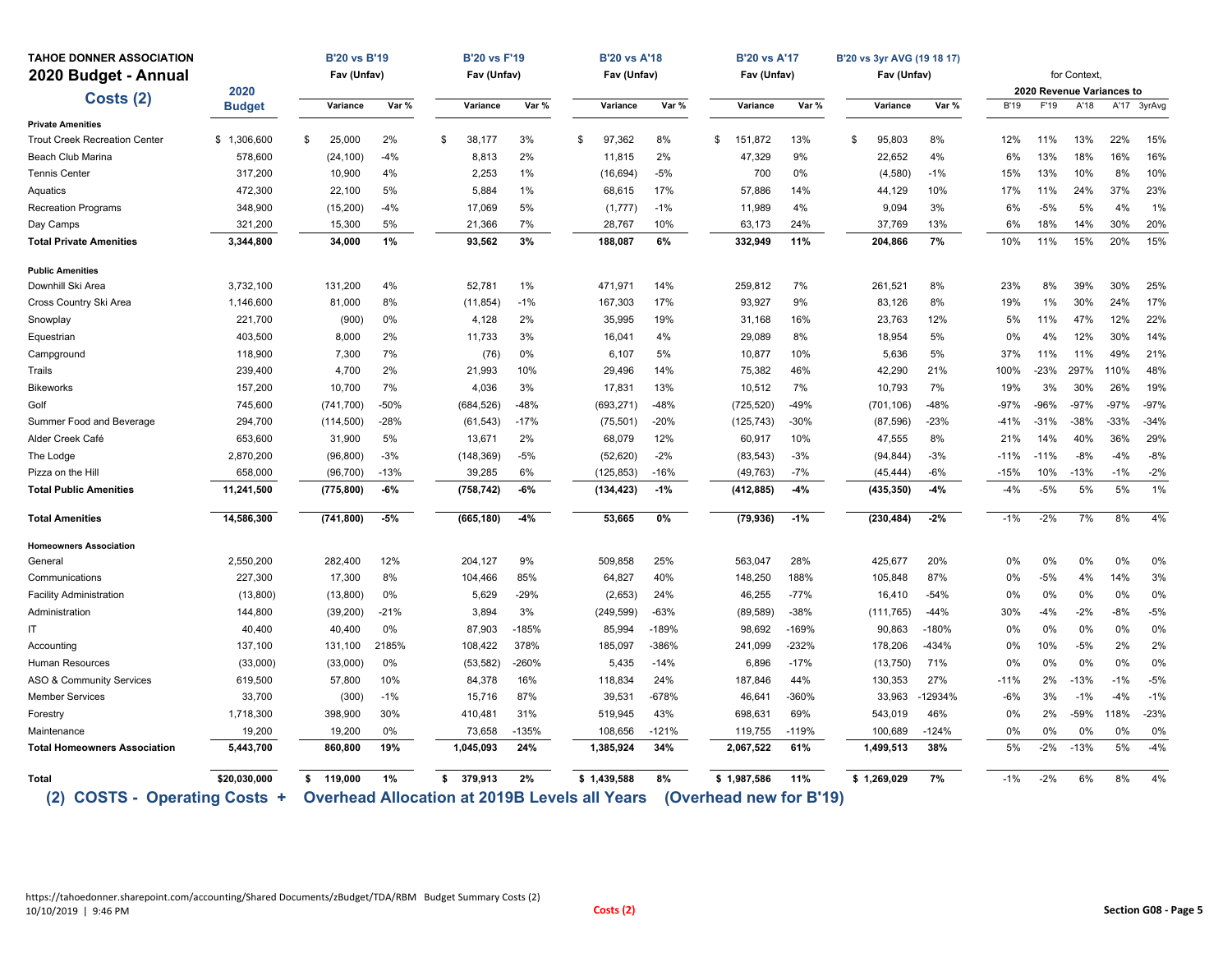**TAHOE DONNER ASSOCIATION**

## 2020 Budget - Annual

### Costs (2)

| | 2020 Budget | B'20 vs B'19 Fav (Unfav) Variance | Var % | B'20 vs F'19 Fav (Unfav) Variance | Var % | B'20 vs A'18 Fav (Unfav) Variance | Var % | B'20 vs A'17 Fav (Unfav) Variance | Var % | B'20 vs 3yr AVG (19 18 17) Fav (Unfav) Variance | Var % | for Context, 2020 Revenue Variances to B'19 | F'19 | A'18 | A'17 | 3yrAvg |
|---|---|---|---|---|---|---|---|---|---|---|---|---|---|---|---|---|
| **Private Amenities** | | | | | | | | | | | | | | | | |
| Trout Creek Recreation Center | $ 1,306,600 | $ 25,000 | 2% | $ 38,177 | 3% | $ 97,362 | 8% | $ 151,872 | 13% | $ 95,803 | 8% | 12% | 11% | 13% | 22% | 15% |
| Beach Club Marina | 578,600 | (24,100) | -4% | 8,813 | 2% | 11,815 | 2% | 47,329 | 9% | 22,652 | 4% | 6% | 13% | 18% | 16% | 16% |
| Tennis Center | 317,200 | 10,900 | 4% | 2,253 | 1% | (16,694) | -5% | 700 | 0% | (4,580) | -1% | 15% | 13% | 10% | 8% | 10% |
| Aquatics | 472,300 | 22,100 | 5% | 5,884 | 1% | 68,615 | 17% | 57,886 | 14% | 44,129 | 10% | 17% | 11% | 24% | 37% | 23% |
| Recreation Programs | 348,900 | (15,200) | -4% | 17,069 | 5% | (1,777) | -1% | 11,989 | 4% | 9,094 | 3% | 6% | -5% | 5% | 4% | 1% |
| Day Camps | 321,200 | 15,300 | 5% | 21,366 | 7% | 28,767 | 10% | 63,173 | 24% | 37,769 | 13% | 6% | 18% | 14% | 30% | 20% |
| **Total Private Amenities** | **3,344,800** | **34,000** | **1%** | **93,562** | **3%** | **188,087** | **6%** | **332,949** | **11%** | **204,866** | **7%** | 10% | 11% | 15% | 20% | 15% |
| **Public Amenities** | | | | | | | | | | | | | | | | |
| Downhill Ski Area | 3,732,100 | 131,200 | 4% | 52,781 | 1% | 471,971 | 14% | 259,812 | 7% | 261,521 | 8% | 23% | 8% | 39% | 30% | 25% |
| Cross Country Ski Area | 1,146,600 | 81,000 | 8% | (11,854) | -1% | 167,303 | 17% | 93,927 | 9% | 83,126 | 8% | 19% | 1% | 30% | 24% | 17% |
| Snowplay | 221,700 | (900) | 0% | 4,128 | 2% | 35,995 | 19% | 31,168 | 16% | 23,763 | 12% | 5% | 11% | 47% | 12% | 22% |
| Equestrian | 403,500 | 8,000 | 2% | 11,733 | 3% | 16,041 | 4% | 29,089 | 8% | 18,954 | 5% | 0% | 4% | 12% | 30% | 14% |
| Campground | 118,900 | 7,300 | 7% | (76) | 0% | 6,107 | 5% | 10,877 | 10% | 5,636 | 5% | 37% | 11% | 11% | 49% | 21% |
| Trails | 239,400 | 4,700 | 2% | 21,993 | 10% | 29,496 | 14% | 75,382 | 46% | 42,290 | 21% | 100% | -23% | 297% | 110% | 48% |
| Bikeworks | 157,200 | 10,700 | 7% | 4,036 | 3% | 17,831 | 13% | 10,512 | 7% | 10,793 | 7% | 19% | 3% | 30% | 26% | 19% |
| Golf | 745,600 | (741,700) | -50% | (684,526) | -48% | (693,271) | -48% | (725,520) | -49% | (701,106) | -48% | -97% | -96% | -97% | -97% | -97% |
| Summer Food and Beverage | 294,700 | (114,500) | -28% | (61,543) | -17% | (75,501) | -20% | (125,743) | -30% | (87,596) | -23% | -41% | -31% | -38% | -33% | -34% |
| Alder Creek Café | 653,600 | 31,900 | 5% | 13,671 | 2% | 68,079 | 12% | 60,917 | 10% | 47,555 | 8% | 21% | 14% | 40% | 36% | 29% |
| The Lodge | 2,870,200 | (96,800) | -3% | (148,369) | -5% | (52,620) | -2% | (83,543) | -3% | (94,844) | -3% | -11% | -11% | -8% | -4% | -8% |
| Pizza on the Hill | 658,000 | (96,700) | -13% | 39,285 | 6% | (125,853) | -16% | (49,763) | -7% | (45,444) | -6% | -15% | 10% | -13% | -1% | -2% |
| **Total Public Amenities** | **11,241,500** | **(775,800)** | **-6%** | **(758,742)** | **-6%** | **(134,423)** | **-1%** | **(412,885)** | **-4%** | **(435,350)** | **-4%** | -4% | -5% | 5% | 5% | 1% |
| **Total Amenities** | **14,586,300** | **(741,800)** | **-5%** | **(665,180)** | **-4%** | **53,665** | **0%** | **(79,936)** | **-1%** | **(230,484)** | **-2%** | -1% | -2% | 7% | 8% | 4% |
| **Homeowners Association** | | | | | | | | | | | | | | | | |
| General | 2,550,200 | 282,400 | 12% | 204,127 | 9% | 509,858 | 25% | 563,047 | 28% | 425,677 | 20% | 0% | 0% | 0% | 0% | 0% |
| Communications | 227,300 | 17,300 | 8% | 104,466 | 85% | 64,827 | 40% | 148,250 | 188% | 105,848 | 87% | 0% | -5% | 4% | 14% | 3% |
| Facility Administration | (13,800) | (13,800) | 0% | 5,629 | -29% | (2,653) | 24% | 46,255 | -77% | 16,410 | -54% | 0% | 0% | 0% | 0% | 0% |
| Administration | 144,800 | (39,200) | -21% | 3,894 | 3% | (249,599) | -63% | (89,589) | -38% | (111,765) | -44% | 30% | -4% | -2% | -8% | -5% |
| IT | 40,400 | 40,400 | 0% | 87,903 | -185% | 85,994 | -189% | 98,692 | -169% | 90,863 | -180% | 0% | 0% | 0% | 0% | 0% |
| Accounting | 137,100 | 131,100 | 2185% | 108,422 | 378% | 185,097 | -386% | 241,099 | -232% | 178,206 | -434% | 0% | 10% | -5% | 2% | 2% |
| Human Resources | (33,000) | (33,000) | 0% | (53,582) | -260% | 5,435 | -14% | 6,896 | -17% | (13,750) | 71% | 0% | 0% | 0% | 0% | 0% |
| ASO & Community Services | 619,500 | 57,800 | 10% | 84,378 | 16% | 118,834 | 24% | 187,846 | 44% | 130,353 | 27% | -11% | 2% | -13% | -1% | -5% |
| Member Services | 33,700 | (300) | -1% | 15,716 | 87% | 39,531 | -678% | 46,641 | -360% | 33,963 | -12934% | -6% | 3% | -1% | -4% | -1% |
| Forestry | 1,718,300 | 398,900 | 30% | 410,481 | 31% | 519,945 | 43% | 698,631 | 69% | 543,019 | 46% | 0% | 2% | -59% | 118% | -23% |
| Maintenance | 19,200 | 19,200 | 0% | 73,658 | -135% | 108,656 | -121% | 119,755 | -119% | 100,689 | -124% | 0% | 0% | 0% | 0% | 0% |
| **Total Homeowners Association** | **5,443,700** | **860,800** | **19%** | **1,045,093** | **24%** | **1,385,924** | **34%** | **2,067,522** | **61%** | **1,499,513** | **38%** | 5% | -2% | -13% | 5% | -4% |
| **Total** | **$20,030,000** | **$ 119,000** | **1%** | **$ 379,913** | **2%** | **$ 1,439,588** | **8%** | **$ 1,987,586** | **11%** | **$ 1,269,029** | **7%** | -1% | -2% | 6% | 8% | 4% |

**(2) COSTS - Operating Costs + Overhead Allocation at 2019B Levels all Years (Overhead new for B'19)**

https://tahoedonner.sharepoint.com/accounting/Shared Documents/zBudget/TDA/RBM Budget Summary Costs (2)
10/10/2019 | 9:46 PM

Costs (2)

Section G08 - Page 5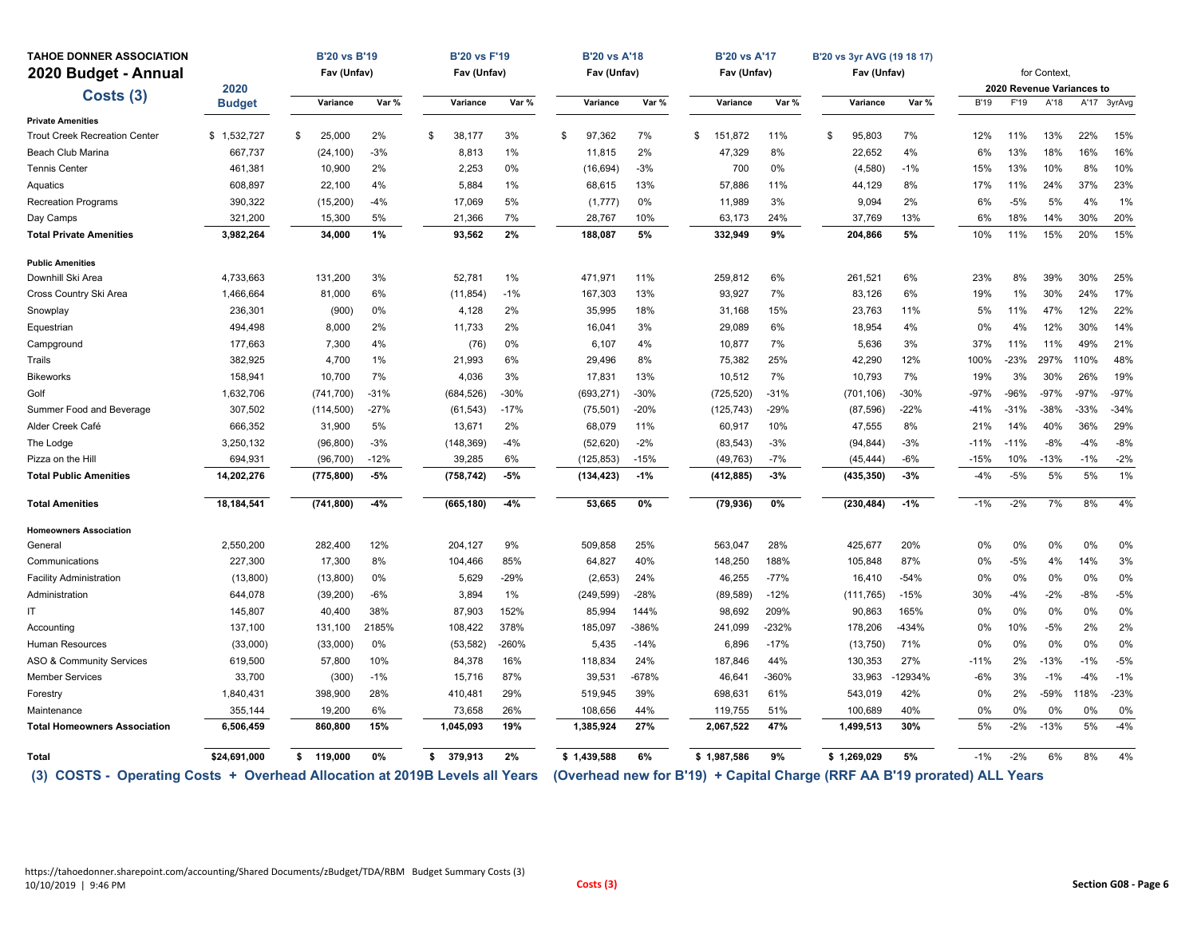**TAHOE DONNER ASSOCIATION**

## 2020 Budget - Annual

### Costs (3)

| | 2020 Budget | B'20 vs B'19 Fav (Unfav) Variance | Var % | B'20 vs F'19 Fav (Unfav) Variance | Var % | B'20 vs A'18 Fav (Unfav) Variance | Var % | B'20 vs A'17 Fav (Unfav) Variance | Var % | B'20 vs 3yr AVG (19 18 17) Fav (Unfav) Variance | Var % | for Context, 2020 Revenue Variances to B'19 | F'19 | A'18 | A'17 | 3yrAvg |
|---|---|---|---|---|---|---|---|---|---|---|---|---|---|---|---|---|
| **Private Amenities** | | | | | | | | | | | | | | | | |
| Trout Creek Recreation Center | $ 1,532,727 | $ 25,000 | 2% | $ 38,177 | 3% | $ 97,362 | 7% | $ 151,872 | 11% | $ 95,803 | 7% | 12% | 11% | 13% | 22% | 15% |
| Beach Club Marina | 667,737 | (24,100) | -3% | 8,813 | 1% | 11,815 | 2% | 47,329 | 8% | 22,652 | 4% | 6% | 13% | 18% | 16% | 16% |
| Tennis Center | 461,381 | 10,900 | 2% | 2,253 | 0% | (16,694) | -3% | 700 | 0% | (4,580) | -1% | 15% | 13% | 10% | 8% | 10% |
| Aquatics | 608,897 | 22,100 | 4% | 5,884 | 1% | 68,615 | 13% | 57,886 | 11% | 44,129 | 8% | 17% | 11% | 24% | 37% | 23% |
| Recreation Programs | 390,322 | (15,200) | -4% | 17,069 | 5% | (1,777) | 0% | 11,989 | 3% | 9,094 | 2% | 6% | -5% | 5% | 4% | 1% |
| Day Camps | 321,200 | 15,300 | 5% | 21,366 | 7% | 28,767 | 10% | 63,173 | 24% | 37,769 | 13% | 6% | 18% | 14% | 30% | 20% |
| **Total Private Amenities** | **3,982,264** | **34,000** | **1%** | **93,562** | **2%** | **188,087** | **5%** | **332,949** | **9%** | **204,866** | **5%** | 10% | 11% | 15% | 20% | 15% |
| **Public Amenities** | | | | | | | | | | | | | | | | |
| Downhill Ski Area | 4,733,663 | 131,200 | 3% | 52,781 | 1% | 471,971 | 11% | 259,812 | 6% | 261,521 | 6% | 23% | 8% | 39% | 30% | 25% |
| Cross Country Ski Area | 1,466,664 | 81,000 | 6% | (11,854) | -1% | 167,303 | 13% | 93,927 | 7% | 83,126 | 6% | 19% | 1% | 30% | 24% | 17% |
| Snowplay | 236,301 | (900) | 0% | 4,128 | 2% | 35,995 | 18% | 31,168 | 15% | 23,763 | 11% | 5% | 11% | 47% | 12% | 22% |
| Equestrian | 494,498 | 8,000 | 2% | 11,733 | 2% | 16,041 | 3% | 29,089 | 6% | 18,954 | 4% | 0% | 4% | 12% | 30% | 14% |
| Campground | 177,663 | 7,300 | 4% | (76) | 0% | 6,107 | 4% | 10,877 | 7% | 5,636 | 3% | 37% | 11% | 11% | 49% | 21% |
| Trails | 382,925 | 4,700 | 1% | 21,993 | 6% | 29,496 | 8% | 75,382 | 25% | 42,290 | 12% | 100% | -23% | 297% | 110% | 48% |
| Bikeworks | 158,941 | 10,700 | 7% | 4,036 | 3% | 17,831 | 13% | 10,512 | 7% | 10,793 | 7% | 19% | 3% | 30% | 26% | 19% |
| Golf | 1,632,706 | (741,700) | -31% | (684,526) | -30% | (693,271) | -30% | (725,520) | -31% | (701,106) | -30% | -97% | -96% | -97% | -97% | -97% |
| Summer Food and Beverage | 307,502 | (114,500) | -27% | (61,543) | -17% | (75,501) | -20% | (125,743) | -29% | (87,596) | -22% | -41% | -31% | -38% | -33% | -34% |
| Alder Creek Café | 666,352 | 31,900 | 5% | 13,671 | 2% | 68,079 | 11% | 60,917 | 10% | 47,555 | 8% | 21% | 14% | 40% | 36% | 29% |
| The Lodge | 3,250,132 | (96,800) | -3% | (148,369) | -4% | (52,620) | -2% | (83,543) | -3% | (94,844) | -3% | -11% | -11% | -8% | -4% | -8% |
| Pizza on the Hill | 694,931 | (96,700) | -12% | 39,285 | 6% | (125,853) | -15% | (49,763) | -7% | (45,444) | -6% | -15% | 10% | -13% | -1% | -2% |
| **Total Public Amenities** | **14,202,276** | **(775,800)** | **-5%** | **(758,742)** | **-5%** | **(134,423)** | **-1%** | **(412,885)** | **-3%** | **(435,350)** | **-3%** | -4% | -5% | 5% | 5% | 1% |
| **Total Amenities** | **18,184,541** | **(741,800)** | **-4%** | **(665,180)** | **-4%** | **53,665** | **0%** | **(79,936)** | **0%** | **(230,484)** | **-1%** | -1% | -2% | 7% | 8% | 4% |
| **Homeowners Association** | | | | | | | | | | | | | | | | |
| General | 2,550,200 | 282,400 | 12% | 204,127 | 9% | 509,858 | 25% | 563,047 | 28% | 425,677 | 20% | 0% | 0% | 0% | 0% | 0% |
| Communications | 227,300 | 17,300 | 8% | 104,466 | 85% | 64,827 | 40% | 148,250 | 188% | 105,848 | 87% | 0% | -5% | 4% | 14% | 3% |
| Facility Administration | (13,800) | (13,800) | 0% | 5,629 | -29% | (2,653) | 24% | 46,255 | -77% | 16,410 | -54% | 0% | 0% | 0% | 0% | 0% |
| Administration | 644,078 | (39,200) | -6% | 3,894 | 1% | (249,599) | -28% | (89,589) | -12% | (111,765) | -15% | 30% | -4% | -2% | -8% | -5% |
| IT | 145,807 | 40,400 | 38% | 87,903 | 152% | 85,994 | 144% | 98,692 | 209% | 90,863 | 165% | 0% | 0% | 0% | 0% | 0% |
| Accounting | 137,100 | 131,100 | 2185% | 108,422 | 378% | 185,097 | -386% | 241,099 | -232% | 178,206 | -434% | 0% | 10% | -5% | 2% | 2% |
| Human Resources | (33,000) | (33,000) | 0% | (53,582) | -260% | 5,435 | -14% | 6,896 | -17% | (13,750) | 71% | 0% | 0% | 0% | 0% | 0% |
| ASO & Community Services | 619,500 | 57,800 | 10% | 84,378 | 16% | 118,834 | 24% | 187,846 | 44% | 130,353 | 27% | -11% | 2% | -13% | -1% | -5% |
| Member Services | 33,700 | (300) | -1% | 15,716 | 87% | 39,531 | -678% | 46,641 | -360% | 33,963 | -12934% | -6% | 3% | -1% | -4% | -1% |
| Forestry | 1,840,431 | 398,900 | 28% | 410,481 | 29% | 519,945 | 39% | 698,631 | 61% | 543,019 | 42% | 0% | 2% | -59% | 118% | -23% |
| Maintenance | 355,144 | 19,200 | 6% | 73,658 | 26% | 108,656 | 44% | 119,755 | 51% | 100,689 | 40% | 0% | 0% | 0% | 0% | 0% |
| **Total Homeowners Association** | **6,506,459** | **860,800** | **15%** | **1,045,093** | **19%** | **1,385,924** | **27%** | **2,067,522** | **47%** | **1,499,513** | **30%** | 5% | -2% | -13% | 5% | -4% |
| **Total** | **$24,691,000** | **$ 119,000** | **0%** | **$ 379,913** | **2%** | **$ 1,439,588** | **6%** | **$ 1,987,586** | **9%** | **$ 1,269,029** | **5%** | -1% | -2% | 6% | 8% | 4% |

**(3) COSTS - Operating Costs + Overhead Allocation at 2019B Levels all Years (Overhead new for B'19) + Capital Charge (RRF AA B'19 prorated) ALL Years**

https://tahoedonner.sharepoint.com/accounting/Shared Documents/zBudget/TDA/RBM Budget Summary Costs (3)
10/10/2019 | 9:46 PM

Costs (3)

Section G08 - Page 6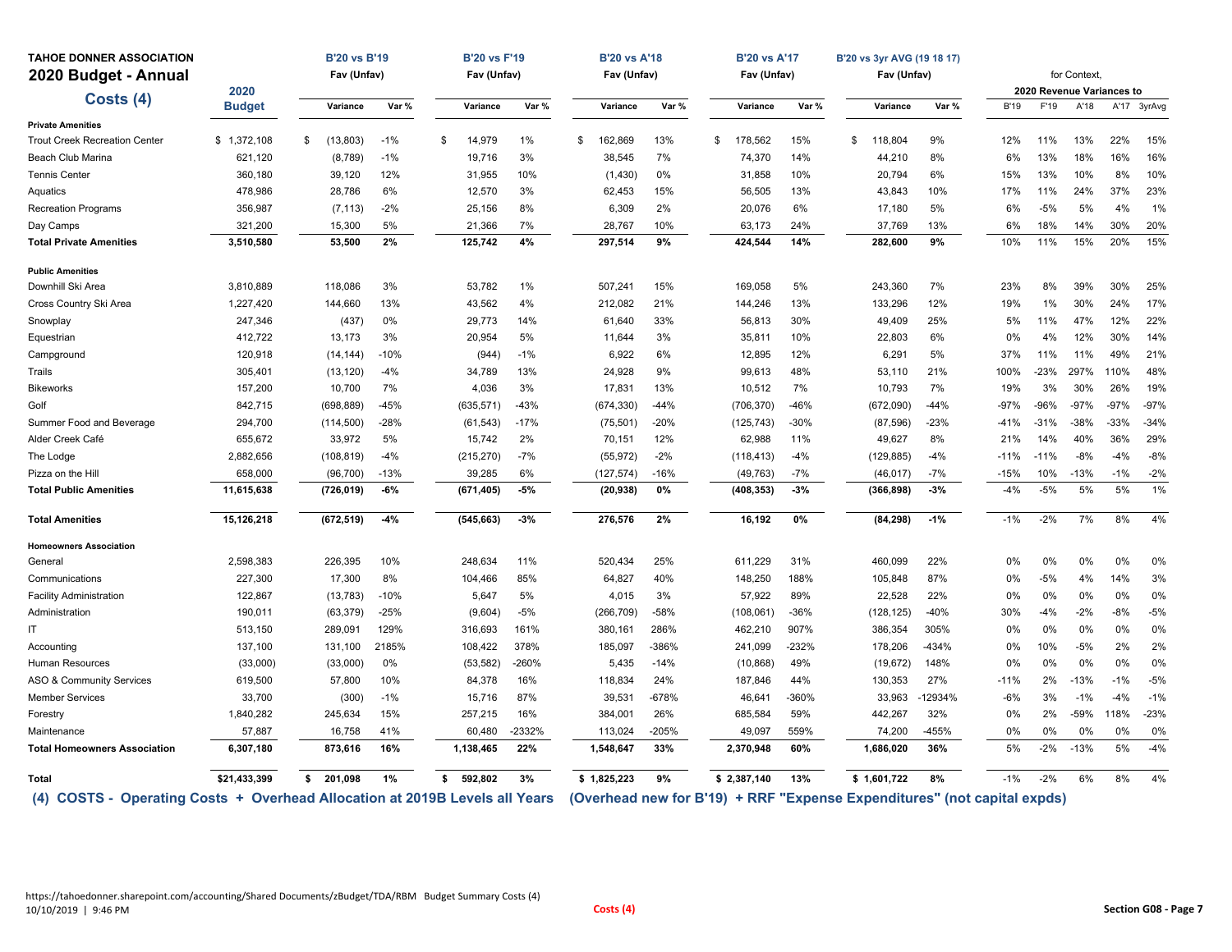**TAHOE DONNER ASSOCIATION**

# 2020 Budget - Annual

## Costs (4)

| | 2020 Budget | B'20 vs B'19 Fav (Unfav) Variance | Var % | B'20 vs F'19 Fav (Unfav) Variance | Var % | B'20 vs A'18 Fav (Unfav) Variance | Var % | B'20 vs A'17 Fav (Unfav) Variance | Var % | B'20 vs 3yr AVG (19 18 17) Fav (Unfav) Variance | Var % | for Context, 2020 Revenue Variances to B'19 | F'19 | A'18 | A'17 | 3yrAvg |
|---|---|---|---|---|---|---|---|---|---|---|---|---|---|---|---|---|
| **Private Amenities** | | | | | | | | | | | | | | | | |
| Trout Creek Recreation Center | $ 1,372,108 | $ (13,803) | -1% | $ 14,979 | 1% | $ 162,869 | 13% | $ 178,562 | 15% | $ 118,804 | 9% | 12% | 11% | 13% | 22% | 15% |
| Beach Club Marina | 621,120 | (8,789) | -1% | 19,716 | 3% | 38,545 | 7% | 74,370 | 14% | 44,210 | 8% | 6% | 13% | 18% | 16% | 16% |
| Tennis Center | 360,180 | 39,120 | 12% | 31,955 | 10% | (1,430) | 0% | 31,858 | 10% | 20,794 | 6% | 15% | 13% | 10% | 8% | 10% |
| Aquatics | 478,986 | 28,786 | 6% | 12,570 | 3% | 62,453 | 15% | 56,505 | 13% | 43,843 | 10% | 17% | 11% | 24% | 37% | 23% |
| Recreation Programs | 356,987 | (7,113) | -2% | 25,156 | 8% | 6,309 | 2% | 20,076 | 6% | 17,180 | 5% | 6% | -5% | 5% | 4% | 1% |
| Day Camps | 321,200 | 15,300 | 5% | 21,366 | 7% | 28,767 | 10% | 63,173 | 24% | 37,769 | 13% | 6% | 18% | 14% | 30% | 20% |
| **Total Private Amenities** | **3,510,580** | **53,500** | **2%** | **125,742** | **4%** | **297,514** | **9%** | **424,544** | **14%** | **282,600** | **9%** | 10% | 11% | 15% | 20% | 15% |
| **Public Amenities** | | | | | | | | | | | | | | | | |
| Downhill Ski Area | 3,810,889 | 118,086 | 3% | 53,782 | 1% | 507,241 | 15% | 169,058 | 5% | 243,360 | 7% | 23% | 8% | 39% | 30% | 25% |
| Cross Country Ski Area | 1,227,420 | 144,660 | 13% | 43,562 | 4% | 212,082 | 21% | 144,246 | 13% | 133,296 | 12% | 19% | 1% | 30% | 24% | 17% |
| Snowplay | 247,346 | (437) | 0% | 29,773 | 14% | 61,640 | 33% | 56,813 | 30% | 49,409 | 25% | 5% | 11% | 47% | 12% | 22% |
| Equestrian | 412,722 | 13,173 | 3% | 20,954 | 5% | 11,644 | 3% | 35,811 | 10% | 22,803 | 6% | 0% | 4% | 12% | 30% | 14% |
| Campground | 120,918 | (14,144) | -10% | (944) | -1% | 6,922 | 6% | 12,895 | 12% | 6,291 | 5% | 37% | 11% | 11% | 49% | 21% |
| Trails | 305,401 | (13,120) | -4% | 34,789 | 13% | 24,928 | 9% | 99,613 | 48% | 53,110 | 21% | 100% | -23% | 297% | 110% | 48% |
| Bikeworks | 157,200 | 10,700 | 7% | 4,036 | 3% | 17,831 | 13% | 10,512 | 7% | 10,793 | 7% | 19% | 3% | 30% | 26% | 19% |
| Golf | 842,715 | (698,889) | -45% | (635,571) | -43% | (674,330) | -44% | (706,370) | -46% | (672,090) | -44% | -97% | -96% | -97% | -97% | -97% |
| Summer Food and Beverage | 294,700 | (114,500) | -28% | (61,543) | -17% | (75,501) | -20% | (125,743) | -30% | (87,596) | -23% | -41% | -31% | -38% | -33% | -34% |
| Alder Creek Café | 655,672 | 33,972 | 5% | 15,742 | 2% | 70,151 | 12% | 62,988 | 11% | 49,627 | 8% | 21% | 14% | 40% | 36% | 29% |
| The Lodge | 2,882,656 | (108,819) | -4% | (215,270) | -7% | (55,972) | -2% | (118,413) | -4% | (129,885) | -4% | -11% | -11% | -8% | -4% | -8% |
| Pizza on the Hill | 658,000 | (96,700) | -13% | 39,285 | 6% | (127,574) | -16% | (49,763) | -7% | (46,017) | -7% | -15% | 10% | -13% | -1% | -2% |
| **Total Public Amenities** | **11,615,638** | **(726,019)** | **-6%** | **(671,405)** | **-5%** | **(20,938)** | **0%** | **(408,353)** | **-3%** | **(366,898)** | **-3%** | -4% | -5% | 5% | 5% | 1% |
| **Total Amenities** | **15,126,218** | **(672,519)** | **-4%** | **(545,663)** | **-3%** | **276,576** | **2%** | **16,192** | **0%** | **(84,298)** | **-1%** | -1% | -2% | 7% | 8% | 4% |
| **Homeowners Association** | | | | | | | | | | | | | | | | |
| General | 2,598,383 | 226,395 | 10% | 248,634 | 11% | 520,434 | 25% | 611,229 | 31% | 460,099 | 22% | 0% | 0% | 0% | 0% | 0% |
| Communications | 227,300 | 17,300 | 8% | 104,466 | 85% | 64,827 | 40% | 148,250 | 188% | 105,848 | 87% | 0% | -5% | 4% | 14% | 3% |
| Facility Administration | 122,867 | (13,783) | -10% | 5,647 | 5% | 4,015 | 3% | 57,922 | 89% | 22,528 | 22% | 0% | 0% | 0% | 0% | 0% |
| Administration | 190,011 | (63,379) | -25% | (9,604) | -5% | (266,709) | -58% | (108,061) | -36% | (128,125) | -40% | 30% | -4% | -2% | -8% | -5% |
| IT | 513,150 | 289,091 | 129% | 316,693 | 161% | 380,161 | 286% | 462,210 | 907% | 386,354 | 305% | 0% | 0% | 0% | 0% | 0% |
| Accounting | 137,100 | 131,100 | 2185% | 108,422 | 378% | 185,097 | -386% | 241,099 | -232% | 178,206 | -434% | 0% | 10% | -5% | 2% | 2% |
| Human Resources | (33,000) | (33,000) | 0% | (53,582) | -260% | 5,435 | -14% | (10,868) | 49% | (19,672) | 148% | 0% | 0% | 0% | 0% | 0% |
| ASO & Community Services | 619,500 | 57,800 | 10% | 84,378 | 16% | 118,834 | 24% | 187,846 | 44% | 130,353 | 27% | -11% | 2% | -13% | -1% | -5% |
| Member Services | 33,700 | (300) | -1% | 15,716 | 87% | 39,531 | -678% | 46,641 | -360% | 33,963 | -12934% | -6% | 3% | -1% | -4% | -1% |
| Forestry | 1,840,282 | 245,634 | 15% | 257,215 | 16% | 384,001 | 26% | 685,584 | 59% | 442,267 | 32% | 0% | 2% | -59% | 118% | -23% |
| Maintenance | 57,887 | 16,758 | 41% | 60,480 | -2332% | 113,024 | -205% | 49,097 | 559% | 74,200 | -455% | 0% | 0% | 0% | 0% | 0% |
| **Total Homeowners Association** | **6,307,180** | **873,616** | **16%** | **1,138,465** | **22%** | **1,548,647** | **33%** | **2,370,948** | **60%** | **1,686,020** | **36%** | 5% | -2% | -13% | 5% | -4% |
| **Total** | **$21,433,399** | **$ 201,098** | **1%** | **$ 592,802** | **3%** | **$ 1,825,223** | **9%** | **$ 2,387,140** | **13%** | **$ 1,601,722** | **8%** | -1% | -2% | 6% | 8% | 4% |

**(4) COSTS - Operating Costs + Overhead Allocation at 2019B Levels all Years (Overhead new for B'19) + RRF "Expense Expenditures" (not capital expds)**

https://tahoedonner.sharepoint.com/accounting/Shared Documents/zBudget/TDA/RBM Budget Summary Costs (4)
10/10/2019 | 9:46 PM

Costs (4)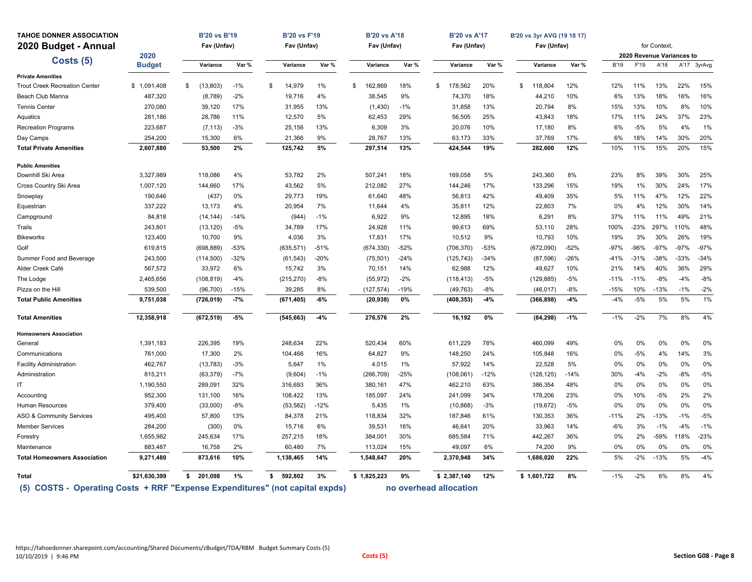**TAHOE DONNER ASSOCIATION**

**2020 Budget - Annual**

**Costs (5)**

| | 2020 Budget | B'20 vs B'19 Fav (Unfav) Variance | Var % | B'20 vs F'19 Fav (Unfav) Variance | Var % | B'20 vs A'18 Fav (Unfav) Variance | Var % | B'20 vs A'17 Fav (Unfav) Variance | Var % | B'20 vs 3yr AVG (19 18 17) Fav (Unfav) Variance | Var % | for Context, 2020 Revenue Variances to B'19 | F'19 | A'18 | A'17 | 3yrAvg |
|---|---|---|---|---|---|---|---|---|---|---|---|---|---|---|---|---|
| **Private Amenities** | | | | | | | | | | | | | | | | |
| Trout Creek Recreation Center | $ 1,091,408 | $ (13,803) | -1% | $ 14,979 | 1% | $ 162,869 | 18% | $ 178,562 | 20% | $ 118,804 | 12% | 12% | 11% | 13% | 22% | 15% |
| Beach Club Marina | 487,320 | (8,789) | -2% | 19,716 | 4% | 38,545 | 9% | 74,370 | 18% | 44,210 | 10% | 6% | 13% | 18% | 16% | 16% |
| Tennis Center | 270,080 | 39,120 | 17% | 31,955 | 13% | (1,430) | -1% | 31,858 | 13% | 20,794 | 8% | 15% | 13% | 10% | 8% | 10% |
| Aquatics | 281,186 | 28,786 | 11% | 12,570 | 5% | 62,453 | 29% | 56,505 | 25% | 43,843 | 18% | 17% | 11% | 24% | 37% | 23% |
| Recreation Programs | 223,687 | (7,113) | -3% | 25,156 | 13% | 6,309 | 3% | 20,076 | 10% | 17,180 | 8% | 6% | -5% | 5% | 4% | 1% |
| Day Camps | 254,200 | 15,300 | 6% | 21,366 | 9% | 28,767 | 13% | 63,173 | 33% | 37,769 | 17% | 6% | 18% | 14% | 30% | 20% |
| **Total Private Amenities** | **2,607,880** | **53,500** | **2%** | **125,742** | **5%** | **297,514** | **13%** | **424,544** | **19%** | **282,600** | **12%** | 10% | 11% | 15% | 20% | 15% |
| **Public Amenities** | | | | | | | | | | | | | | | | |
| Downhill Ski Area | 3,327,989 | 118,086 | 4% | 53,782 | 2% | 507,241 | 18% | 169,058 | 5% | 243,360 | 8% | 23% | 8% | 39% | 30% | 25% |
| Cross Country Ski Area | 1,007,120 | 144,660 | 17% | 43,562 | 5% | 212,082 | 27% | 144,246 | 17% | 133,296 | 15% | 19% | 1% | 30% | 24% | 17% |
| Snowplay | 190,646 | (437) | 0% | 29,773 | 19% | 61,640 | 48% | 56,813 | 42% | 49,409 | 35% | 5% | 11% | 47% | 12% | 22% |
| Equestrian | 337,222 | 13,173 | 4% | 20,954 | 7% | 11,644 | 4% | 35,811 | 12% | 22,803 | 7% | 0% | 4% | 12% | 30% | 14% |
| Campground | 84,818 | (14,144) | -14% | (944) | -1% | 6,922 | 9% | 12,895 | 18% | 6,291 | 8% | 37% | 11% | 11% | 49% | 21% |
| Trails | 243,801 | (13,120) | -5% | 34,789 | 17% | 24,928 | 11% | 99,613 | 69% | 53,110 | 28% | 100% | -23% | 297% | 110% | 48% |
| Bikeworks | 123,400 | 10,700 | 9% | 4,036 | 3% | 17,831 | 17% | 10,512 | 9% | 10,793 | 10% | 19% | 3% | 30% | 26% | 19% |
| Golf | 619,815 | (698,889) | -53% | (635,571) | -51% | (674,330) | -52% | (706,370) | -53% | (672,090) | -52% | -97% | -96% | -97% | -97% | -97% |
| Summer Food and Beverage | 243,500 | (114,500) | -32% | (61,543) | -20% | (75,501) | -24% | (125,743) | -34% | (87,596) | -26% | -41% | -31% | -38% | -33% | -34% |
| Alder Creek Café | 567,572 | 33,972 | 6% | 15,742 | 3% | 70,151 | 14% | 62,988 | 12% | 49,627 | 10% | 21% | 14% | 40% | 36% | 29% |
| The Lodge | 2,465,656 | (108,819) | -4% | (215,270) | -8% | (55,972) | -2% | (118,413) | -5% | (129,885) | -5% | -11% | -11% | -8% | -4% | -8% |
| Pizza on the Hill | 539,500 | (96,700) | -15% | 39,285 | 8% | (127,574) | -19% | (49,763) | -8% | (46,017) | -8% | -15% | 10% | -13% | -1% | -2% |
| **Total Public Amenities** | **9,751,038** | **(726,019)** | **-7%** | **(671,405)** | **-6%** | **(20,938)** | **0%** | **(408,353)** | **-4%** | **(366,898)** | **-4%** | -4% | -5% | 5% | 5% | 1% |
| **Total Amenities** | **12,358,918** | **(672,519)** | **-5%** | **(545,663)** | **-4%** | **276,576** | **2%** | **16,192** | **0%** | **(84,298)** | **-1%** | -1% | -2% | 7% | 8% | 4% |
| **Homeowners Association** | | | | | | | | | | | | | | | | |
| General | 1,391,183 | 226,395 | 19% | 248,634 | 22% | 520,434 | 60% | 611,229 | 78% | 460,099 | 49% | 0% | 0% | 0% | 0% | 0% |
| Communications | 761,000 | 17,300 | 2% | 104,466 | 16% | 64,827 | 9% | 148,250 | 24% | 105,848 | 16% | 0% | -5% | 4% | 14% | 3% |
| Facility Administration | 462,767 | (13,783) | -3% | 5,647 | 1% | 4,015 | 1% | 57,922 | 14% | 22,528 | 5% | 0% | 0% | 0% | 0% | 0% |
| Administration | 815,211 | (63,379) | -7% | (9,604) | -1% | (266,709) | -25% | (108,061) | -12% | (128,125) | -14% | 30% | -4% | -2% | -8% | -5% |
| IT | 1,190,550 | 289,091 | 32% | 316,693 | 36% | 380,161 | 47% | 462,210 | 63% | 386,354 | 48% | 0% | 0% | 0% | 0% | 0% |
| Accounting | 952,300 | 131,100 | 16% | 108,422 | 13% | 185,097 | 24% | 241,099 | 34% | 178,206 | 23% | 0% | 10% | -5% | 2% | 2% |
| Human Resources | 379,400 | (33,000) | -8% | (53,582) | -12% | 5,435 | 1% | (10,868) | -3% | (19,672) | -5% | 0% | 0% | 0% | 0% | 0% |
| ASO & Community Services | 495,400 | 57,800 | 13% | 84,378 | 21% | 118,834 | 32% | 187,846 | 61% | 130,353 | 36% | -11% | 2% | -13% | -1% | -5% |
| Member Services | 284,200 | (300) | 0% | 15,716 | 6% | 39,531 | 16% | 46,641 | 20% | 33,963 | 14% | -6% | 3% | -1% | -4% | -1% |
| Forestry | 1,655,982 | 245,634 | 17% | 257,215 | 18% | 384,001 | 30% | 685,584 | 71% | 442,267 | 36% | 0% | 2% | -59% | 118% | -23% |
| Maintenance | 883,487 | 16,758 | 2% | 60,480 | 7% | 113,024 | 15% | 49,097 | 6% | 74,200 | 9% | 0% | 0% | 0% | 0% | 0% |
| **Total Homeowners Association** | **9,271,480** | **873,616** | **10%** | **1,138,465** | **14%** | **1,548,647** | **20%** | **2,370,948** | **34%** | **1,686,020** | **22%** | 5% | -2% | -13% | 5% | -4% |
| **Total** | **$21,630,399** | **$ 201,098** | **1%** | **$ 592,802** | **3%** | **$ 1,825,223** | **9%** | **$ 2,387,140** | **12%** | **$ 1,601,722** | **8%** | -1% | -2% | 6% | 8% | 4% |

**(5) COSTS - Operating Costs + RRF "Expense Expenditures" (not capital expds)** **no overhead allocation**

https://tahoedonner.sharepoint.com/accounting/Shared Documents/zBudget/TDA/RBM Budget Summary Costs (5)
10/10/2019 | 9:46 PM

Costs (5)

Section G08 - Page 8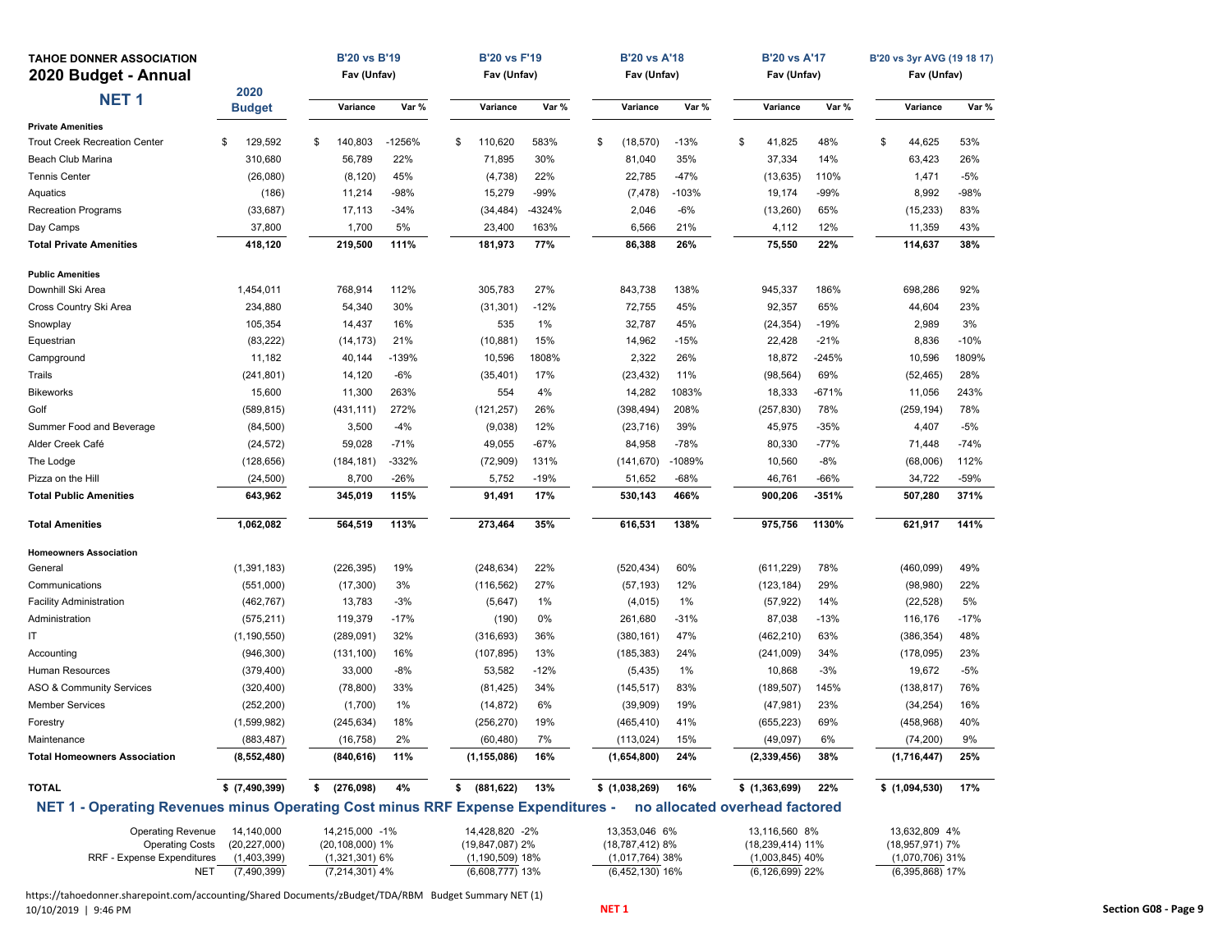**TAHOE DONNER ASSOCIATION**

## 2020 Budget - Annual

### NET 1

| | 2020 Budget | B'20 vs B'19 Fav (Unfav) Variance | Var % | B'20 vs F'19 Fav (Unfav) Variance | Var % | B'20 vs A'18 Fav (Unfav) Variance | Var % | B'20 vs A'17 Fav (Unfav) Variance | Var % | B'20 vs 3yr AVG (19 18 17) Fav (Unfav) Variance | Var % |
|---|---|---|---|---|---|---|---|---|---|---|---|
| **Private Amenities** | | | | | | | | | | | |
| Trout Creek Recreation Center | $ 129,592 | $ 140,803 | -1256% | $ 110,620 | 583% | $ (18,570) | -13% | $ 41,825 | 48% | $ 44,625 | 53% |
| Beach Club Marina | 310,680 | 56,789 | 22% | 71,895 | 30% | 81,040 | 35% | 37,334 | 14% | 63,423 | 26% |
| Tennis Center | (26,080) | (8,120) | 45% | (4,738) | 22% | 22,785 | -47% | (13,635) | 110% | 1,471 | -5% |
| Aquatics | (186) | 11,214 | -98% | 15,279 | -99% | (7,478) | -103% | 19,174 | -99% | 8,992 | -98% |
| Recreation Programs | (33,687) | 17,113 | -34% | (34,484) | -4324% | 2,046 | -6% | (13,260) | 65% | (15,233) | 83% |
| Day Camps | 37,800 | 1,700 | 5% | 23,400 | 163% | 6,566 | 21% | 4,112 | 12% | 11,359 | 43% |
| **Total Private Amenities** | **418,120** | **219,500** | **111%** | **181,973** | **77%** | **86,388** | **26%** | **75,550** | **22%** | **114,637** | **38%** |
| **Public Amenities** | | | | | | | | | | | |
| Downhill Ski Area | 1,454,011 | 768,914 | 112% | 305,783 | 27% | 843,738 | 138% | 945,337 | 186% | 698,286 | 92% |
| Cross Country Ski Area | 234,880 | 54,340 | 30% | (31,301) | -12% | 72,755 | 45% | 92,357 | 65% | 44,604 | 23% |
| Snowplay | 105,354 | 14,437 | 16% | 535 | 1% | 32,787 | 45% | (24,354) | -19% | 2,989 | 3% |
| Equestrian | (83,222) | (14,173) | 21% | (10,881) | 15% | 14,962 | -15% | 22,428 | -21% | 8,836 | -10% |
| Campground | 11,182 | 40,144 | -139% | 10,596 | 1808% | 2,322 | 26% | 18,872 | -245% | 10,596 | 1809% |
| Trails | (241,801) | 14,120 | -6% | (35,401) | 17% | (23,432) | 11% | (98,564) | 69% | (52,465) | 28% |
| Bikeworks | 15,600 | 11,300 | 263% | 554 | 4% | 14,282 | 1083% | 18,333 | -671% | 11,056 | 243% |
| Golf | (589,815) | (431,111) | 272% | (121,257) | 26% | (398,494) | 208% | (257,830) | 78% | (259,194) | 78% |
| Summer Food and Beverage | (84,500) | 3,500 | -4% | (9,038) | 12% | (23,716) | 39% | 45,975 | -35% | 4,407 | -5% |
| Alder Creek Café | (24,572) | 59,028 | -71% | 49,055 | -67% | 84,958 | -78% | 80,330 | -77% | 71,448 | -74% |
| The Lodge | (128,656) | (184,181) | -332% | (72,909) | 131% | (141,670) | -1089% | 10,560 | -8% | (68,006) | 112% |
| Pizza on the Hill | (24,500) | 8,700 | -26% | 5,752 | -19% | 51,652 | -68% | 46,761 | -66% | 34,722 | -59% |
| **Total Public Amenities** | **643,962** | **345,019** | **115%** | **91,491** | **17%** | **530,143** | **466%** | **900,206** | **-351%** | **507,280** | **371%** |
| **Total Amenities** | **1,062,082** | **564,519** | **113%** | **273,464** | **35%** | **616,531** | **138%** | **975,756** | **1130%** | **621,917** | **141%** |
| **Homeowners Association** | | | | | | | | | | | |
| General | (1,391,183) | (226,395) | 19% | (248,634) | 22% | (520,434) | 60% | (611,229) | 78% | (460,099) | 49% |
| Communications | (551,000) | (17,300) | 3% | (116,562) | 27% | (57,193) | 12% | (123,184) | 29% | (98,980) | 22% |
| Facility Administration | (462,767) | 13,783 | -3% | (5,647) | 1% | (4,015) | 1% | (57,922) | 14% | (22,528) | 5% |
| Administration | (575,211) | 119,379 | -17% | (190) | 0% | 261,680 | -31% | 87,038 | -13% | 116,176 | -17% |
| IT | (1,190,550) | (289,091) | 32% | (316,693) | 36% | (380,161) | 47% | (462,210) | 63% | (386,354) | 48% |
| Accounting | (946,300) | (131,100) | 16% | (107,895) | 13% | (185,383) | 24% | (241,009) | 34% | (178,095) | 23% |
| Human Resources | (379,400) | 33,000 | -8% | 53,582 | -12% | (5,435) | 1% | 10,868 | -3% | 19,672 | -5% |
| ASO & Community Services | (320,400) | (78,800) | 33% | (81,425) | 34% | (145,517) | 83% | (189,507) | 145% | (138,817) | 76% |
| Member Services | (252,200) | (1,700) | 1% | (14,872) | 6% | (39,909) | 19% | (47,981) | 23% | (34,254) | 16% |
| Forestry | (1,599,982) | (245,634) | 18% | (256,270) | 19% | (465,410) | 41% | (655,223) | 69% | (458,968) | 40% |
| Maintenance | (883,487) | (16,758) | 2% | (60,480) | 7% | (113,024) | 15% | (49,097) | 6% | (74,200) | 9% |
| **Total Homeowners Association** | **(8,552,480)** | **(840,616)** | **11%** | **(1,155,086)** | **16%** | **(1,654,800)** | **24%** | **(2,339,456)** | **38%** | **(1,716,447)** | **25%** |
| **TOTAL** | **$ (7,490,399)** | **$ (276,098)** | **4%** | **$ (881,622)** | **13%** | **$ (1,038,269)** | **16%** | **$ (1,363,699)** | **22%** | **$ (1,094,530)** | **17%** |

**NET 1 - Operating Revenues minus Operating Cost minus RRF Expense Expenditures - no allocated overhead factored**

| | 2020 Budget | B'19 | % | F'19 | % | A'18 | % | A'17 | % | 3yr AVG | % |
|---|---|---|---|---|---|---|---|---|---|---|---|
| Operating Revenue | 14,140,000 | 14,215,000 | -1% | 14,428,820 | -2% | 13,353,046 | 6% | 13,116,560 | 8% | 13,632,809 | 4% |
| Operating Costs | (20,227,000) | (20,108,000) | 1% | (19,847,087) | 2% | (18,787,412) | 8% | (18,239,414) | 11% | (18,957,971) | 7% |
| RRF - Expense Expenditures | (1,403,399) | (1,321,301) | 6% | (1,190,509) | 18% | (1,017,764) | 38% | (1,003,845) | 40% | (1,070,706) | 31% |
| NET | (7,490,399) | (7,214,301) | 4% | (6,608,777) | 13% | (6,452,130) | 16% | (6,126,699) | 22% | (6,395,868) | 17% |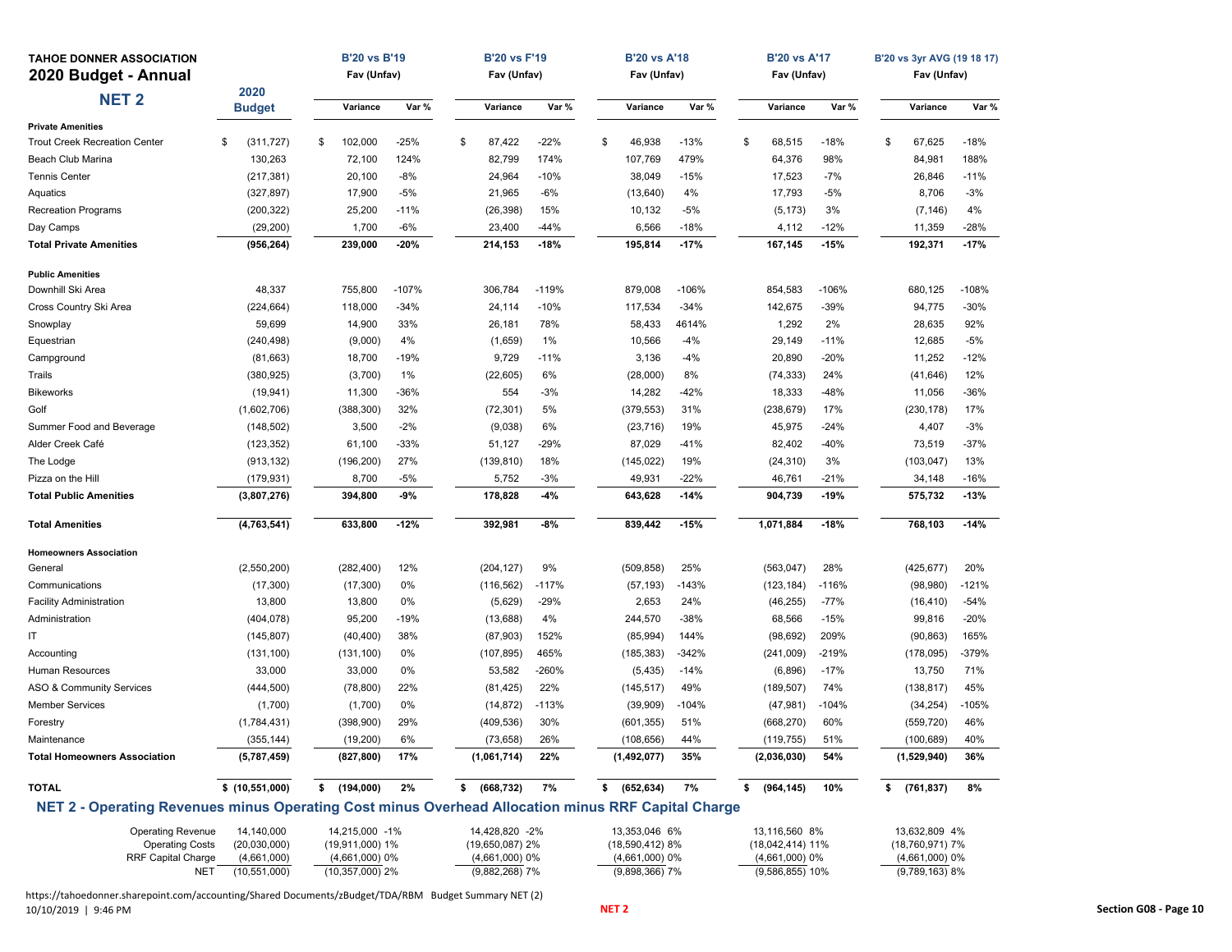# TAHOE DONNER ASSOCIATION
## 2020 Budget - Annual
### NET 2

| | 2020 Budget | B'20 vs B'19 Fav (Unfav) Variance | Var % | B'20 vs F'19 Fav (Unfav) Variance | Var % | B'20 vs A'18 Fav (Unfav) Variance | Var % | B'20 vs A'17 Fav (Unfav) Variance | Var % | B'20 vs 3yr AVG (19 18 17) Fav (Unfav) Variance | Var % |
|---|---|---|---|---|---|---|---|---|---|---|---|
| **Private Amenities** | | | | | | | | | | | |
| Trout Creek Recreation Center | $ (311,727) | $ 102,000 | -25% | $ 87,422 | -22% | $ 46,938 | -13% | $ 68,515 | -18% | $ 67,625 | -18% |
| Beach Club Marina | 130,263 | 72,100 | 124% | 82,799 | 174% | 107,769 | 479% | 64,376 | 98% | 84,981 | 188% |
| Tennis Center | (217,381) | 20,100 | -8% | 24,964 | -10% | 38,049 | -15% | 17,523 | -7% | 26,846 | -11% |
| Aquatics | (327,897) | 17,900 | -5% | 21,965 | -6% | (13,640) | 4% | 17,793 | -5% | 8,706 | -3% |
| Recreation Programs | (200,322) | 25,200 | -11% | (26,398) | 15% | 10,132 | -5% | (5,173) | 3% | (7,146) | 4% |
| Day Camps | (29,200) | 1,700 | -6% | 23,400 | -44% | 6,566 | -18% | 4,112 | -12% | 11,359 | -28% |
| **Total Private Amenities** | **(956,264)** | **239,000** | **-20%** | **214,153** | **-18%** | **195,814** | **-17%** | **167,145** | **-15%** | **192,371** | **-17%** |
| **Public Amenities** | | | | | | | | | | | |
| Downhill Ski Area | 48,337 | 755,800 | -107% | 306,784 | -119% | 879,008 | -106% | 854,583 | -106% | 680,125 | -108% |
| Cross Country Ski Area | (224,664) | 118,000 | -34% | 24,114 | -10% | 117,534 | -34% | 142,675 | -39% | 94,775 | -30% |
| Snowplay | 59,699 | 14,900 | 33% | 26,181 | 78% | 58,433 | 4614% | 1,292 | 2% | 28,635 | 92% |
| Equestrian | (240,498) | (9,000) | 4% | (1,659) | 1% | 10,566 | -4% | 29,149 | -11% | 12,685 | -5% |
| Campground | (81,663) | 18,700 | -19% | 9,729 | -11% | 3,136 | -4% | 20,890 | -20% | 11,252 | -12% |
| Trails | (380,925) | (3,700) | 1% | (22,605) | 6% | (28,000) | 8% | (74,333) | 24% | (41,646) | 12% |
| Bikeworks | (19,941) | 11,300 | -36% | 554 | -3% | 14,282 | -42% | 18,333 | -48% | 11,056 | -36% |
| Golf | (1,602,706) | (388,300) | 32% | (72,301) | 5% | (379,553) | 31% | (238,679) | 17% | (230,178) | 17% |
| Summer Food and Beverage | (148,502) | 3,500 | -2% | (9,038) | 6% | (23,716) | 19% | 45,975 | -24% | 4,407 | -3% |
| Alder Creek Café | (123,352) | 61,100 | -33% | 51,127 | -29% | 87,029 | -41% | 82,402 | -40% | 73,519 | -37% |
| The Lodge | (913,132) | (196,200) | 27% | (139,810) | 18% | (145,022) | 19% | (24,310) | 3% | (103,047) | 13% |
| Pizza on the Hill | (179,931) | 8,700 | -5% | 5,752 | -3% | 49,931 | -22% | 46,761 | -21% | 34,148 | -16% |
| **Total Public Amenities** | **(3,807,276)** | **394,800** | **-9%** | **178,828** | **-4%** | **643,628** | **-14%** | **904,739** | **-19%** | **575,732** | **-13%** |
| **Total Amenities** | **(4,763,541)** | **633,800** | **-12%** | **392,981** | **-8%** | **839,442** | **-15%** | **1,071,884** | **-18%** | **768,103** | **-14%** |
| **Homeowners Association** | | | | | | | | | | | |
| General | (2,550,200) | (282,400) | 12% | (204,127) | 9% | (509,858) | 25% | (563,047) | 28% | (425,677) | 20% |
| Communications | (17,300) | (17,300) | 0% | (116,562) | -117% | (57,193) | -143% | (123,184) | -116% | (98,980) | -121% |
| Facility Administration | 13,800 | 13,800 | 0% | (5,629) | -29% | 2,653 | 24% | (46,255) | -77% | (16,410) | -54% |
| Administration | (404,078) | 95,200 | -19% | (13,688) | 4% | 244,570 | -38% | 68,566 | -15% | 99,816 | -20% |
| IT | (145,807) | (40,400) | 38% | (87,903) | 152% | (85,994) | 144% | (98,692) | 209% | (90,863) | 165% |
| Accounting | (131,100) | (131,100) | 0% | (107,895) | 465% | (185,383) | -342% | (241,009) | -219% | (178,095) | -379% |
| Human Resources | 33,000 | 33,000 | 0% | 53,582 | -260% | (5,435) | -14% | (6,896) | -17% | 13,750 | 71% |
| ASO & Community Services | (444,500) | (78,800) | 22% | (81,425) | 22% | (145,517) | 49% | (189,507) | 74% | (138,817) | 45% |
| Member Services | (1,700) | (1,700) | 0% | (14,872) | -113% | (39,909) | -104% | (47,981) | -104% | (34,254) | -105% |
| Forestry | (1,784,431) | (398,900) | 29% | (409,536) | 30% | (601,355) | 51% | (668,270) | 60% | (559,720) | 46% |
| Maintenance | (355,144) | (19,200) | 6% | (73,658) | 26% | (108,656) | 44% | (119,755) | 51% | (100,689) | 40% |
| **Total Homeowners Association** | **(5,787,459)** | **(827,800)** | **17%** | **(1,061,714)** | **22%** | **(1,492,077)** | **35%** | **(2,036,030)** | **54%** | **(1,529,940)** | **36%** |
| **TOTAL** | **$ (10,551,000)** | **$ (194,000)** | **2%** | **$ (668,732)** | **7%** | **$ (652,634)** | **7%** | **$ (964,145)** | **10%** | **$ (761,837)** | **8%** |

**NET 2 - Operating Revenues minus Operating Cost minus Overhead Allocation minus RRF Capital Charge**

| | 2020 Budget | B'19 | | F'19 | | A'18 | | A'17 | | 3yr AVG | |
|---|---|---|---|---|---|---|---|---|---|---|---|
| Operating Revenue | 14,140,000 | 14,215,000 | -1% | 14,428,820 | -2% | 13,353,046 | 6% | 13,116,560 | 8% | 13,632,809 | 4% |
| Operating Costs | (20,030,000) | (19,911,000) | 1% | (19,650,087) | 2% | (18,590,412) | 8% | (18,042,414) | 11% | (18,760,971) | 7% |
| RRF Capital Charge | (4,661,000) | (4,661,000) | 0% | (4,661,000) | 0% | (4,661,000) | 0% | (4,661,000) | 0% | (4,661,000) | 0% |
| NET | (10,551,000) | (10,357,000) | 2% | (9,882,268) | 7% | (9,898,366) | 7% | (9,586,855) | 10% | (9,789,163) | 8% |

https://tahoedonner.sharepoint.com/accounting/Shared Documents/zBudget/TDA/RBM Budget Summary NET (2)
10/10/2019 | 9:46 PM

NET 2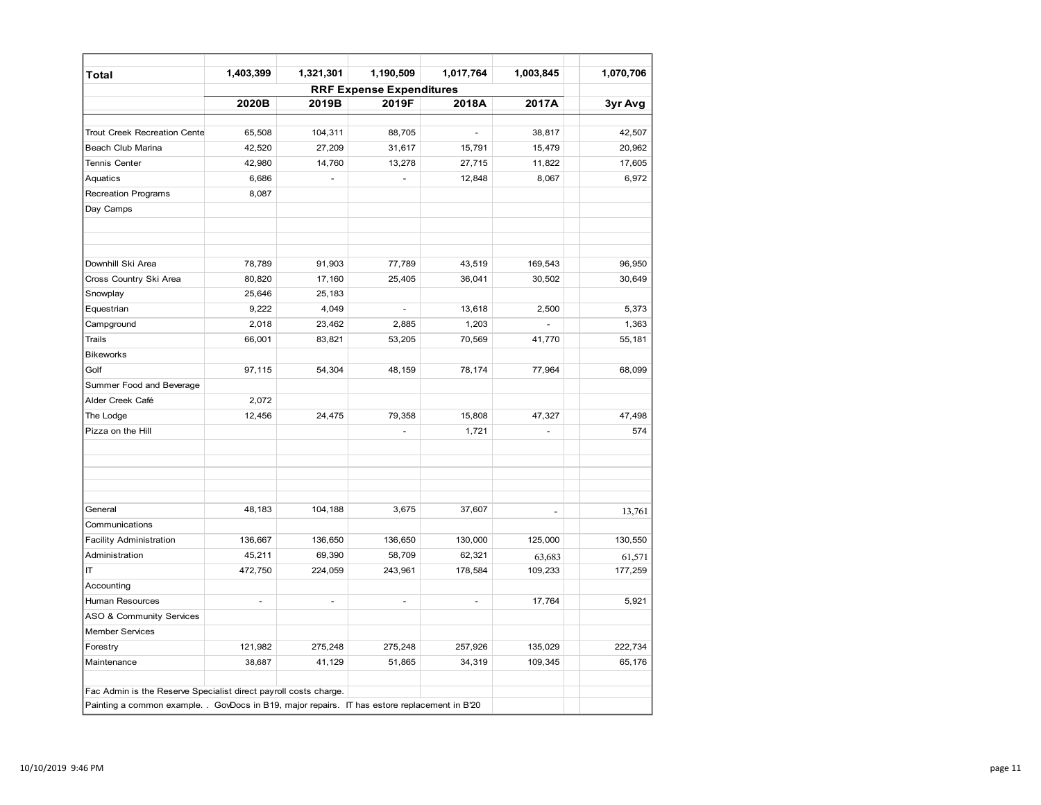| Total | 1,403,399 | 1,321,301 | 1,190,509 | 1,017,764 | 1,003,845 | | 1,070,706 |
|---|---|---|---|---|---|---|---|
| | RRF Expense Expenditures | | | | | | |
| | 2020B | 2019B | 2019F | 2018A | 2017A | | 3yr Avg |
| | | | | | | | |
| Trout Creek Recreation Cente | 65,508 | 104,311 | 88,705 | - | 38,817 | | 42,507 |
| Beach Club Marina | 42,520 | 27,209 | 31,617 | 15,791 | 15,479 | | 20,962 |
| Tennis Center | 42,980 | 14,760 | 13,278 | 27,715 | 11,822 | | 17,605 |
| Aquatics | 6,686 | - | - | 12,848 | 8,067 | | 6,972 |
| Recreation Programs | 8,087 | | | | | | |
| Day Camps | | | | | | | |
| | | | | | | | |
| | | | | | | | |
| | | | | | | | |
| Downhill Ski Area | 78,789 | 91,903 | 77,789 | 43,519 | 169,543 | | 96,950 |
| Cross Country Ski Area | 80,820 | 17,160 | 25,405 | 36,041 | 30,502 | | 30,649 |
| Snowplay | 25,646 | 25,183 | | | | | |
| Equestrian | 9,222 | 4,049 | - | 13,618 | 2,500 | | 5,373 |
| Campground | 2,018 | 23,462 | 2,885 | 1,203 | - | | 1,363 |
| Trails | 66,001 | 83,821 | 53,205 | 70,569 | 41,770 | | 55,181 |
| Bikeworks | | | | | | | |
| Golf | 97,115 | 54,304 | 48,159 | 78,174 | 77,964 | | 68,099 |
| Summer Food and Beverage | | | | | | | |
| Alder Creek Café | 2,072 | | | | | | |
| The Lodge | 12,456 | 24,475 | 79,358 | 15,808 | 47,327 | | 47,498 |
| Pizza on the Hill | | | - | 1,721 | - | | 574 |
| | | | | | | | |
| | | | | | | | |
| | | | | | | | |
| | | | | | | | |
| General | 48,183 | 104,188 | 3,675 | 37,607 | - | | 13,761 |
| Communications | | | | | | | |
| Facility Administration | 136,667 | 136,650 | 136,650 | 130,000 | 125,000 | | 130,550 |
| Administration | 45,211 | 69,390 | 58,709 | 62,321 | 63,683 | | 61,571 |
| IT | 472,750 | 224,059 | 243,961 | 178,584 | 109,233 | | 177,259 |
| Accounting | | | | | | | |
| Human Resources | - | - | - | - | 17,764 | | 5,921 |
| ASO & Community Services | | | | | | | |
| Member Services | | | | | | | |
| Forestry | 121,982 | 275,248 | 275,248 | 257,926 | 135,029 | | 222,734 |
| Maintenance | 38,687 | 41,129 | 51,865 | 34,319 | 109,345 | | 65,176 |
| | | | | | | | |
| Fac Admin is the Reserve Specialist direct payroll costs charge. | | | | | | | |
| Painting a common example. . GovDocs in B19, major repairs. IT has estore replacement in B'20 | | | | | | | |